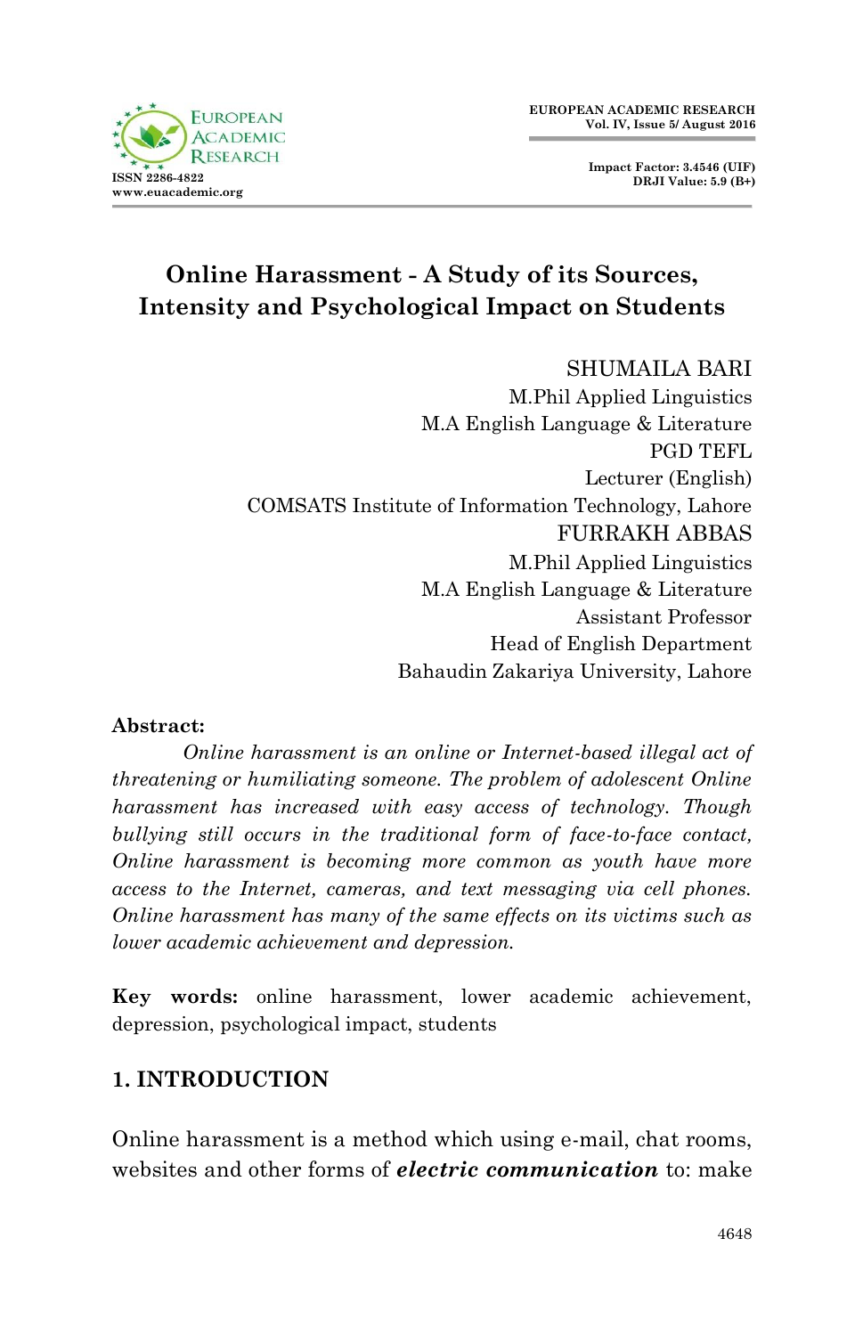# Online Harassment - A Study of its Sources, Intensity and Psychological Impact on Students

SHUMAILA BARI
M.Phil Applied Linguistics
M.A English Language & Literature
PGD TEFL
Lecturer (English)
COMSATS Institute of Information Technology, Lahore

FURRAKH ABBAS
M.Phil Applied Linguistics
M.A English Language & Literature
Assistant Professor
Head of English Department
Bahaudin Zakariya University, Lahore

**Abstract:**

*Online harassment is an online or Internet-based illegal act of threatening or humiliating someone. The problem of adolescent Online harassment has increased with easy access of technology. Though bullying still occurs in the traditional form of face-to-face contact, Online harassment is becoming more common as youth have more access to the Internet, cameras, and text messaging via cell phones. Online harassment has many of the same effects on its victims such as lower academic achievement and depression.*

**Key words:** online harassment, lower academic achievement, depression, psychological impact, students

## 1. INTRODUCTION

Online harassment is a method which using e-mail, chat rooms, websites and other forms of ***electric communication*** to: make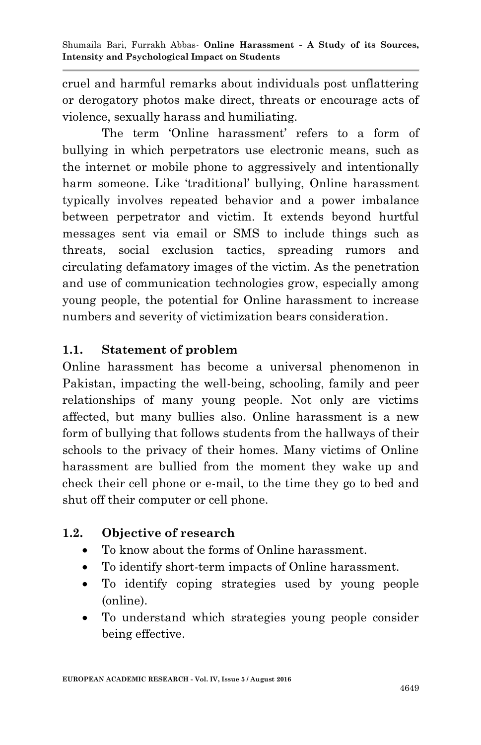cruel and harmful remarks about individuals post unflattering or derogatory photos make direct, threats or encourage acts of violence, sexually harass and humiliating.

The term 'Online harassment' refers to a form of bullying in which perpetrators use electronic means, such as the internet or mobile phone to aggressively and intentionally harm someone. Like 'traditional' bullying, Online harassment typically involves repeated behavior and a power imbalance between perpetrator and victim. It extends beyond hurtful messages sent via email or SMS to include things such as threats, social exclusion tactics, spreading rumors and circulating defamatory images of the victim. As the penetration and use of communication technologies grow, especially among young people, the potential for Online harassment to increase numbers and severity of victimization bears consideration.

## 1.1. Statement of problem

Online harassment has become a universal phenomenon in Pakistan, impacting the well-being, schooling, family and peer relationships of many young people. Not only are victims affected, but many bullies also. Online harassment is a new form of bullying that follows students from the hallways of their schools to the privacy of their homes. Many victims of Online harassment are bullied from the moment they wake up and check their cell phone or e-mail, to the time they go to bed and shut off their computer or cell phone.

## 1.2. Objective of research

- To know about the forms of Online harassment.
- To identify short-term impacts of Online harassment.
- To identify coping strategies used by young people (online).
- To understand which strategies young people consider being effective.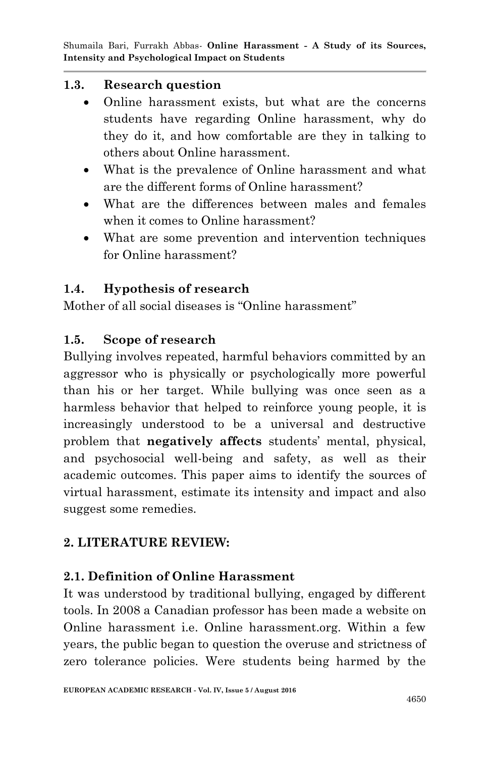### 1.3. Research question

- Online harassment exists, but what are the concerns students have regarding Online harassment, why do they do it, and how comfortable are they in talking to others about Online harassment.
- What is the prevalence of Online harassment and what are the different forms of Online harassment?
- What are the differences between males and females when it comes to Online harassment?
- What are some prevention and intervention techniques for Online harassment?

### 1.4. Hypothesis of research

Mother of all social diseases is "Online harassment"

### 1.5. Scope of research

Bullying involves repeated, harmful behaviors committed by an aggressor who is physically or psychologically more powerful than his or her target. While bullying was once seen as a harmless behavior that helped to reinforce young people, it is increasingly understood to be a universal and destructive problem that **negatively affects** students' mental, physical, and psychosocial well-being and safety, as well as their academic outcomes. This paper aims to identify the sources of virtual harassment, estimate its intensity and impact and also suggest some remedies.

## 2. LITERATURE REVIEW:

### 2.1. Definition of Online Harassment

It was understood by traditional bullying, engaged by different tools. In 2008 a Canadian professor has been made a website on Online harassment i.e. Online harassment.org. Within a few years, the public began to question the overuse and strictness of zero tolerance policies. Were students being harmed by the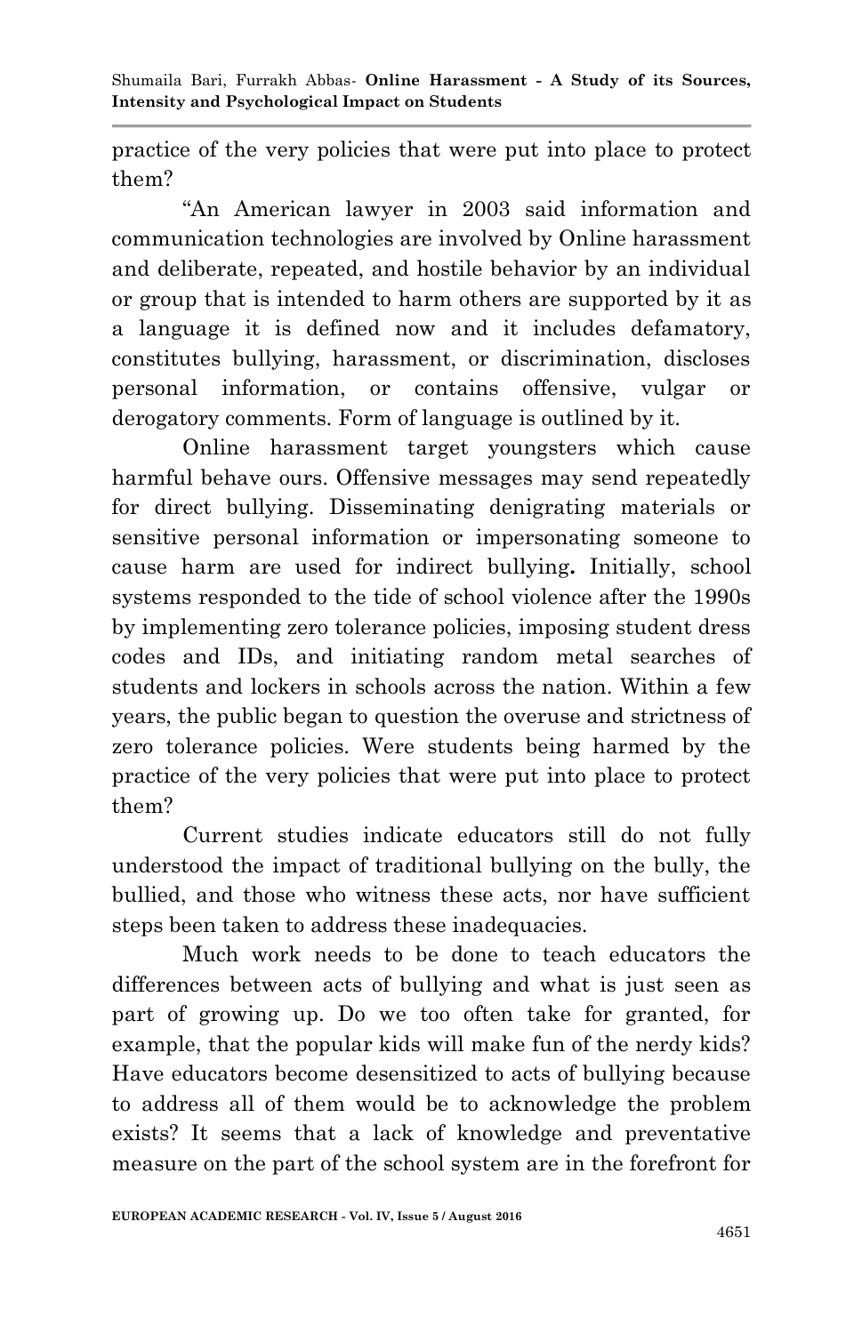practice of the very policies that were put into place to protect them?

"An American lawyer in 2003 said information and communication technologies are involved by Online harassment and deliberate, repeated, and hostile behavior by an individual or group that is intended to harm others are supported by it as a language it is defined now and it includes defamatory, constitutes bullying, harassment, or discrimination, discloses personal information, or contains offensive, vulgar or derogatory comments. Form of language is outlined by it.

Online harassment target youngsters which cause harmful behave ours. Offensive messages may send repeatedly for direct bullying. Disseminating denigrating materials or sensitive personal information or impersonating someone to cause harm are used for indirect bullying**.** Initially, school systems responded to the tide of school violence after the 1990s by implementing zero tolerance policies, imposing student dress codes and IDs, and initiating random metal searches of students and lockers in schools across the nation. Within a few years, the public began to question the overuse and strictness of zero tolerance policies. Were students being harmed by the practice of the very policies that were put into place to protect them?

Current studies indicate educators still do not fully understood the impact of traditional bullying on the bully, the bullied, and those who witness these acts, nor have sufficient steps been taken to address these inadequacies.

Much work needs to be done to teach educators the differences between acts of bullying and what is just seen as part of growing up. Do we too often take for granted, for example, that the popular kids will make fun of the nerdy kids? Have educators become desensitized to acts of bullying because to address all of them would be to acknowledge the problem exists? It seems that a lack of knowledge and preventative measure on the part of the school system are in the forefront for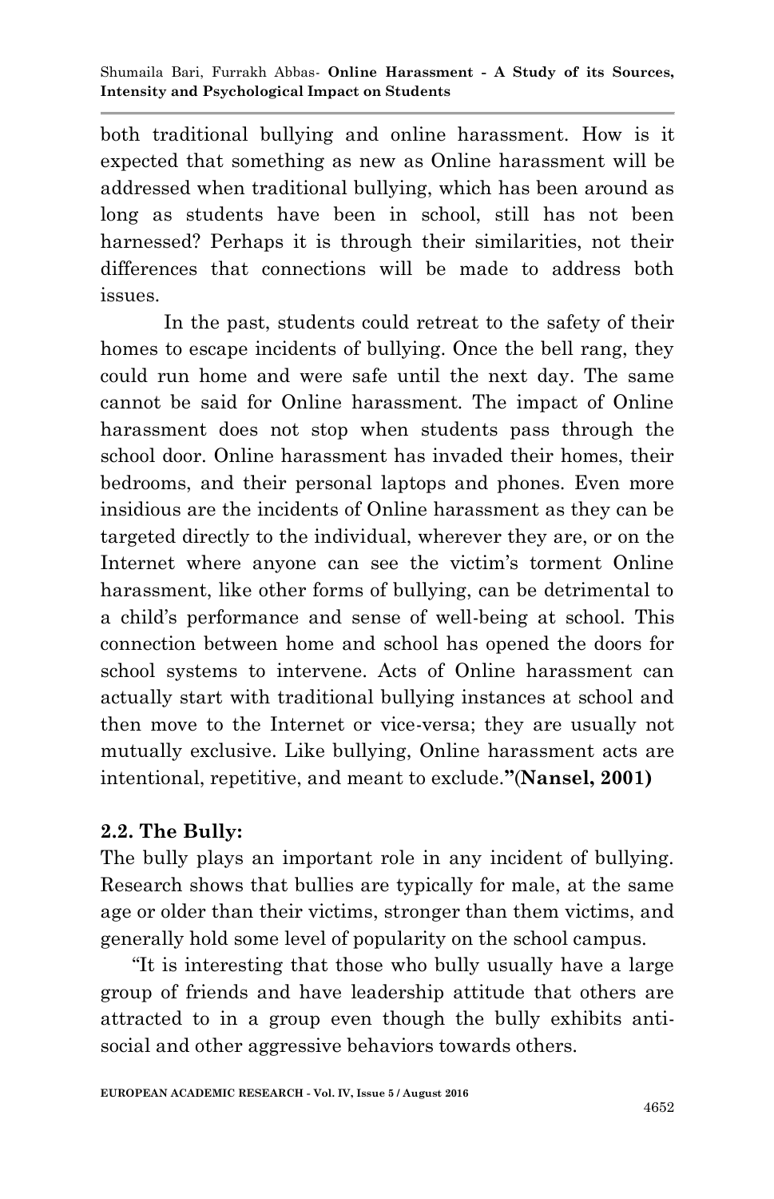both traditional bullying and online harassment. How is it expected that something as new as Online harassment will be addressed when traditional bullying, which has been around as long as students have been in school, still has not been harnessed? Perhaps it is through their similarities, not their differences that connections will be made to address both issues.

In the past, students could retreat to the safety of their homes to escape incidents of bullying. Once the bell rang, they could run home and were safe until the next day. The same cannot be said for Online harassment. The impact of Online harassment does not stop when students pass through the school door. Online harassment has invaded their homes, their bedrooms, and their personal laptops and phones. Even more insidious are the incidents of Online harassment as they can be targeted directly to the individual, wherever they are, or on the Internet where anyone can see the victim's torment Online harassment, like other forms of bullying, can be detrimental to a child's performance and sense of well-being at school. This connection between home and school has opened the doors for school systems to intervene. Acts of Online harassment can actually start with traditional bullying instances at school and then move to the Internet or vice-versa; they are usually not mutually exclusive. Like bullying, Online harassment acts are intentional, repetitive, and meant to exclude.**"(Nansel, 2001)**

### 2.2. The Bully:

The bully plays an important role in any incident of bullying. Research shows that bullies are typically for male, at the same age or older than their victims, stronger than them victims, and generally hold some level of popularity on the school campus.

"It is interesting that those who bully usually have a large group of friends and have leadership attitude that others are attracted to in a group even though the bully exhibits anti-social and other aggressive behaviors towards others.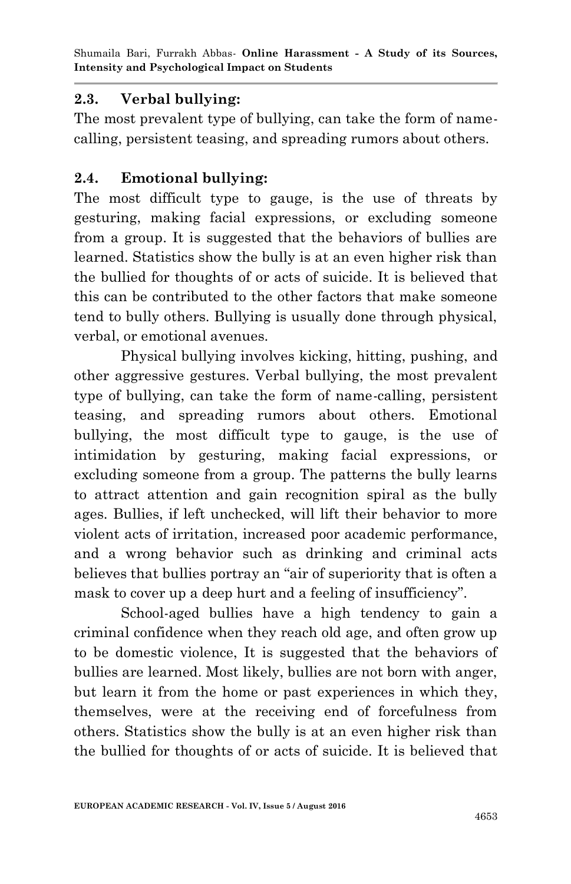### 2.3. Verbal bullying:

The most prevalent type of bullying, can take the form of name-calling, persistent teasing, and spreading rumors about others.

### 2.4. Emotional bullying:

The most difficult type to gauge, is the use of threats by gesturing, making facial expressions, or excluding someone from a group. It is suggested that the behaviors of bullies are learned. Statistics show the bully is at an even higher risk than the bullied for thoughts of or acts of suicide. It is believed that this can be contributed to the other factors that make someone tend to bully others. Bullying is usually done through physical, verbal, or emotional avenues.

Physical bullying involves kicking, hitting, pushing, and other aggressive gestures. Verbal bullying, the most prevalent type of bullying, can take the form of name-calling, persistent teasing, and spreading rumors about others. Emotional bullying, the most difficult type to gauge, is the use of intimidation by gesturing, making facial expressions, or excluding someone from a group. The patterns the bully learns to attract attention and gain recognition spiral as the bully ages. Bullies, if left unchecked, will lift their behavior to more violent acts of irritation, increased poor academic performance, and a wrong behavior such as drinking and criminal acts believes that bullies portray an "air of superiority that is often a mask to cover up a deep hurt and a feeling of insufficiency".

School-aged bullies have a high tendency to gain a criminal confidence when they reach old age, and often grow up to be domestic violence, It is suggested that the behaviors of bullies are learned. Most likely, bullies are not born with anger, but learn it from the home or past experiences in which they, themselves, were at the receiving end of forcefulness from others. Statistics show the bully is at an even higher risk than the bullied for thoughts of or acts of suicide. It is believed that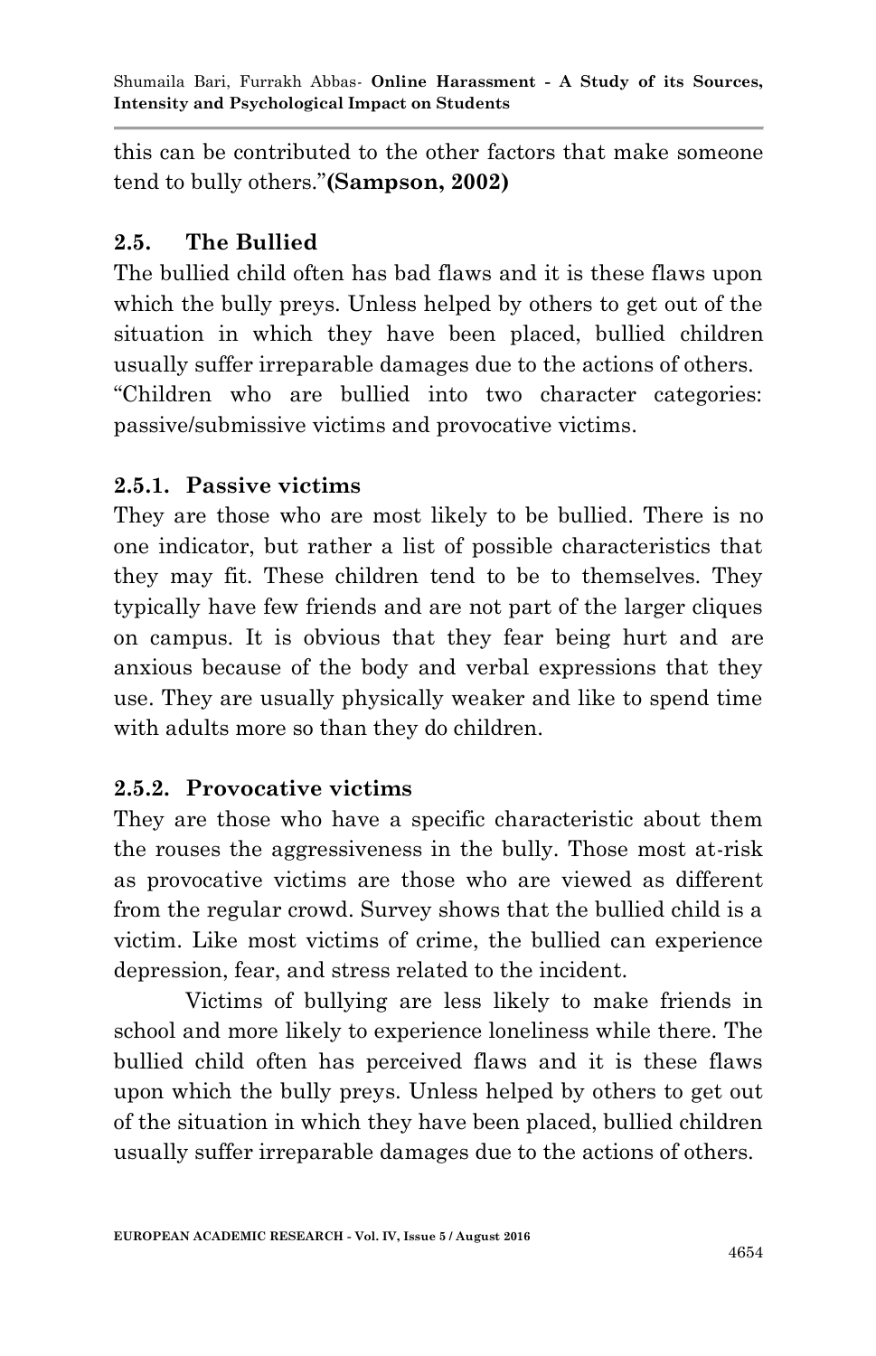this can be contributed to the other factors that make someone tend to bully others."**(Sampson, 2002)**

## 2.5. The Bullied

The bullied child often has bad flaws and it is these flaws upon which the bully preys. Unless helped by others to get out of the situation in which they have been placed, bullied children usually suffer irreparable damages due to the actions of others. "Children who are bullied into two character categories: passive/submissive victims and provocative victims.

### 2.5.1. Passive victims

They are those who are most likely to be bullied. There is no one indicator, but rather a list of possible characteristics that they may fit. These children tend to be to themselves. They typically have few friends and are not part of the larger cliques on campus. It is obvious that they fear being hurt and are anxious because of the body and verbal expressions that they use. They are usually physically weaker and like to spend time with adults more so than they do children.

### 2.5.2. Provocative victims

They are those who have a specific characteristic about them the rouses the aggressiveness in the bully. Those most at-risk as provocative victims are those who are viewed as different from the regular crowd. Survey shows that the bullied child is a victim. Like most victims of crime, the bullied can experience depression, fear, and stress related to the incident.

Victims of bullying are less likely to make friends in school and more likely to experience loneliness while there. The bullied child often has perceived flaws and it is these flaws upon which the bully preys. Unless helped by others to get out of the situation in which they have been placed, bullied children usually suffer irreparable damages due to the actions of others.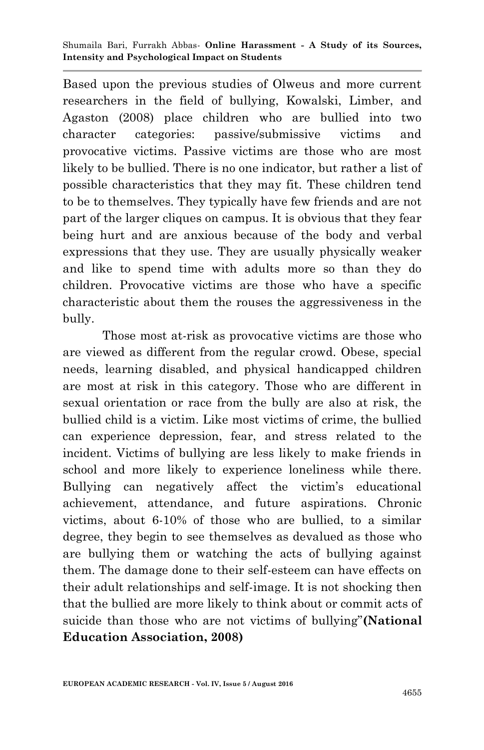Based upon the previous studies of Olweus and more current researchers in the field of bullying, Kowalski, Limber, and Agaston (2008) place children who are bullied into two character categories: passive/submissive victims and provocative victims. Passive victims are those who are most likely to be bullied. There is no one indicator, but rather a list of possible characteristics that they may fit. These children tend to be to themselves. They typically have few friends and are not part of the larger cliques on campus. It is obvious that they fear being hurt and are anxious because of the body and verbal expressions that they use. They are usually physically weaker and like to spend time with adults more so than they do children. Provocative victims are those who have a specific characteristic about them the rouses the aggressiveness in the bully.

Those most at-risk as provocative victims are those who are viewed as different from the regular crowd. Obese, special needs, learning disabled, and physical handicapped children are most at risk in this category. Those who are different in sexual orientation or race from the bully are also at risk, the bullied child is a victim. Like most victims of crime, the bullied can experience depression, fear, and stress related to the incident. Victims of bullying are less likely to make friends in school and more likely to experience loneliness while there. Bullying can negatively affect the victim's educational achievement, attendance, and future aspirations. Chronic victims, about 6-10% of those who are bullied, to a similar degree, they begin to see themselves as devalued as those who are bullying them or watching the acts of bullying against them. The damage done to their self-esteem can have effects on their adult relationships and self-image. It is not shocking then that the bullied are more likely to think about or commit acts of suicide than those who are not victims of bullying"**(National Education Association, 2008)**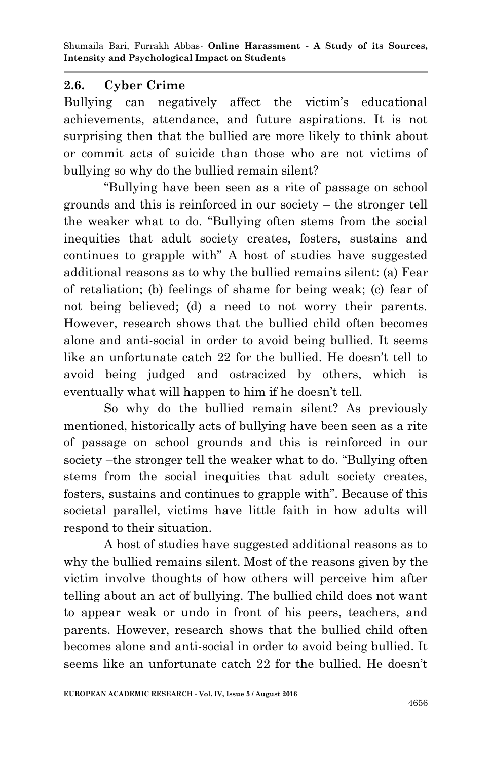## 2.6. Cyber Crime

Bullying can negatively affect the victim's educational achievements, attendance, and future aspirations. It is not surprising then that the bullied are more likely to think about or commit acts of suicide than those who are not victims of bullying so why do the bullied remain silent?

"Bullying have been seen as a rite of passage on school grounds and this is reinforced in our society – the stronger tell the weaker what to do. "Bullying often stems from the social inequities that adult society creates, fosters, sustains and continues to grapple with" A host of studies have suggested additional reasons as to why the bullied remains silent: (a) Fear of retaliation; (b) feelings of shame for being weak; (c) fear of not being believed; (d) a need to not worry their parents. However, research shows that the bullied child often becomes alone and anti-social in order to avoid being bullied. It seems like an unfortunate catch 22 for the bullied. He doesn't tell to avoid being judged and ostracized by others, which is eventually what will happen to him if he doesn't tell.

So why do the bullied remain silent? As previously mentioned, historically acts of bullying have been seen as a rite of passage on school grounds and this is reinforced in our society –the stronger tell the weaker what to do. "Bullying often stems from the social inequities that adult society creates, fosters, sustains and continues to grapple with". Because of this societal parallel, victims have little faith in how adults will respond to their situation.

A host of studies have suggested additional reasons as to why the bullied remains silent. Most of the reasons given by the victim involve thoughts of how others will perceive him after telling about an act of bullying. The bullied child does not want to appear weak or undo in front of his peers, teachers, and parents. However, research shows that the bullied child often becomes alone and anti-social in order to avoid being bullied. It seems like an unfortunate catch 22 for the bullied. He doesn't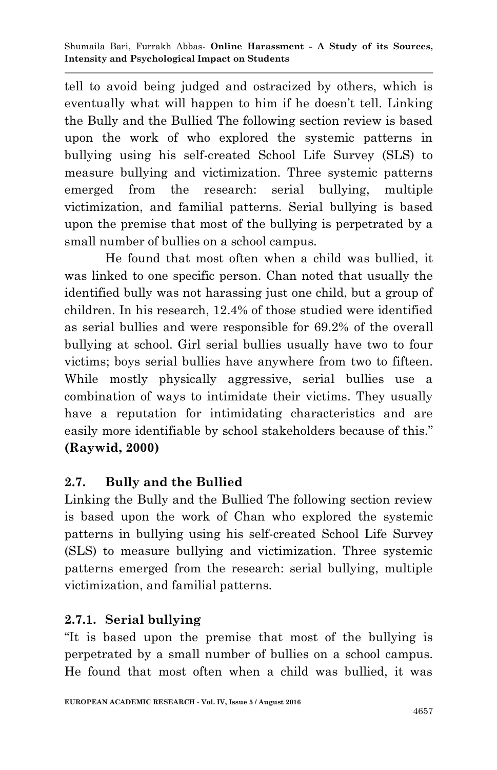tell to avoid being judged and ostracized by others, which is eventually what will happen to him if he doesn't tell. Linking the Bully and the Bullied The following section review is based upon the work of who explored the systemic patterns in bullying using his self-created School Life Survey (SLS) to measure bullying and victimization. Three systemic patterns emerged from the research: serial bullying, multiple victimization, and familial patterns. Serial bullying is based upon the premise that most of the bullying is perpetrated by a small number of bullies on a school campus.

He found that most often when a child was bullied, it was linked to one specific person. Chan noted that usually the identified bully was not harassing just one child, but a group of children. In his research, 12.4% of those studied were identified as serial bullies and were responsible for 69.2% of the overall bullying at school. Girl serial bullies usually have two to four victims; boys serial bullies have anywhere from two to fifteen. While mostly physically aggressive, serial bullies use a combination of ways to intimidate their victims. They usually have a reputation for intimidating characteristics and are easily more identifiable by school stakeholders because of this." **(Raywid, 2000)**

### 2.7. Bully and the Bullied

Linking the Bully and the Bullied The following section review is based upon the work of Chan who explored the systemic patterns in bullying using his self-created School Life Survey (SLS) to measure bullying and victimization. Three systemic patterns emerged from the research: serial bullying, multiple victimization, and familial patterns.

#### 2.7.1. Serial bullying

"It is based upon the premise that most of the bullying is perpetrated by a small number of bullies on a school campus. He found that most often when a child was bullied, it was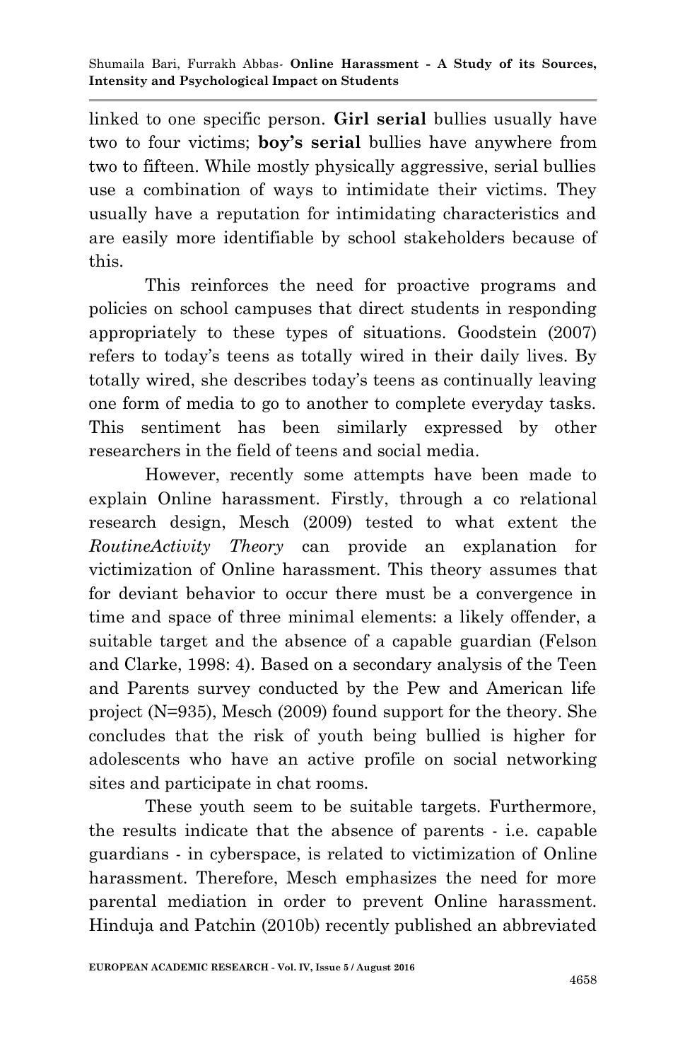linked to one specific person. **Girl serial** bullies usually have two to four victims; **boy's serial** bullies have anywhere from two to fifteen. While mostly physically aggressive, serial bullies use a combination of ways to intimidate their victims. They usually have a reputation for intimidating characteristics and are easily more identifiable by school stakeholders because of this.

This reinforces the need for proactive programs and policies on school campuses that direct students in responding appropriately to these types of situations. Goodstein (2007) refers to today's teens as totally wired in their daily lives. By totally wired, she describes today's teens as continually leaving one form of media to go to another to complete everyday tasks. This sentiment has been similarly expressed by other researchers in the field of teens and social media.

However, recently some attempts have been made to explain Online harassment. Firstly, through a co relational research design, Mesch (2009) tested to what extent the *RoutineActivity Theory* can provide an explanation for victimization of Online harassment. This theory assumes that for deviant behavior to occur there must be a convergence in time and space of three minimal elements: a likely offender, a suitable target and the absence of a capable guardian (Felson and Clarke, 1998: 4). Based on a secondary analysis of the Teen and Parents survey conducted by the Pew and American life project (N=935), Mesch (2009) found support for the theory. She concludes that the risk of youth being bullied is higher for adolescents who have an active profile on social networking sites and participate in chat rooms.

These youth seem to be suitable targets. Furthermore, the results indicate that the absence of parents - i.e. capable guardians - in cyberspace, is related to victimization of Online harassment. Therefore, Mesch emphasizes the need for more parental mediation in order to prevent Online harassment. Hinduja and Patchin (2010b) recently published an abbreviated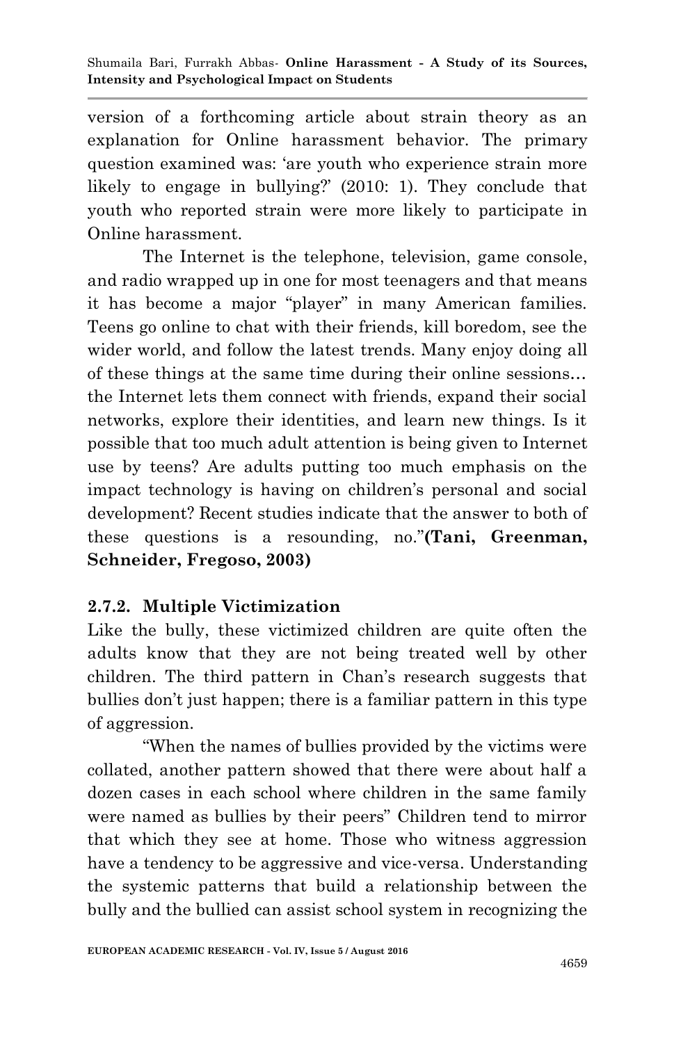version of a forthcoming article about strain theory as an explanation for Online harassment behavior. The primary question examined was: 'are youth who experience strain more likely to engage in bullying?' (2010: 1). They conclude that youth who reported strain were more likely to participate in Online harassment.

The Internet is the telephone, television, game console, and radio wrapped up in one for most teenagers and that means it has become a major "player" in many American families. Teens go online to chat with their friends, kill boredom, see the wider world, and follow the latest trends. Many enjoy doing all of these things at the same time during their online sessions… the Internet lets them connect with friends, expand their social networks, explore their identities, and learn new things. Is it possible that too much adult attention is being given to Internet use by teens? Are adults putting too much emphasis on the impact technology is having on children's personal and social development? Recent studies indicate that the answer to both of these questions is a resounding, no."**(Tani, Greenman, Schneider, Fregoso, 2003)**

### 2.7.2. Multiple Victimization

Like the bully, these victimized children are quite often the adults know that they are not being treated well by other children. The third pattern in Chan's research suggests that bullies don't just happen; there is a familiar pattern in this type of aggression.

"When the names of bullies provided by the victims were collated, another pattern showed that there were about half a dozen cases in each school where children in the same family were named as bullies by their peers" Children tend to mirror that which they see at home. Those who witness aggression have a tendency to be aggressive and vice-versa. Understanding the systemic patterns that build a relationship between the bully and the bullied can assist school system in recognizing the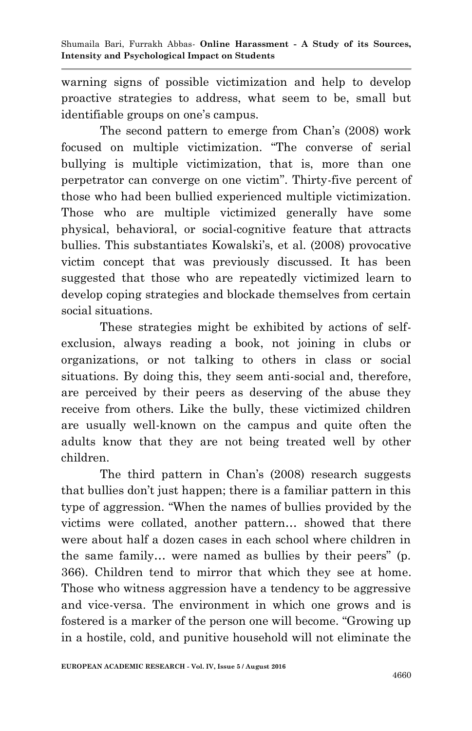warning signs of possible victimization and help to develop proactive strategies to address, what seem to be, small but identifiable groups on one's campus.

The second pattern to emerge from Chan's (2008) work focused on multiple victimization. "The converse of serial bullying is multiple victimization, that is, more than one perpetrator can converge on one victim". Thirty-five percent of those who had been bullied experienced multiple victimization. Those who are multiple victimized generally have some physical, behavioral, or social-cognitive feature that attracts bullies. This substantiates Kowalski's, et al. (2008) provocative victim concept that was previously discussed. It has been suggested that those who are repeatedly victimized learn to develop coping strategies and blockade themselves from certain social situations.

These strategies might be exhibited by actions of self-exclusion, always reading a book, not joining in clubs or organizations, or not talking to others in class or social situations. By doing this, they seem anti-social and, therefore, are perceived by their peers as deserving of the abuse they receive from others. Like the bully, these victimized children are usually well-known on the campus and quite often the adults know that they are not being treated well by other children.

The third pattern in Chan's (2008) research suggests that bullies don't just happen; there is a familiar pattern in this type of aggression. "When the names of bullies provided by the victims were collated, another pattern… showed that there were about half a dozen cases in each school where children in the same family… were named as bullies by their peers" (p. 366). Children tend to mirror that which they see at home. Those who witness aggression have a tendency to be aggressive and vice-versa. The environment in which one grows and is fostered is a marker of the person one will become. "Growing up in a hostile, cold, and punitive household will not eliminate the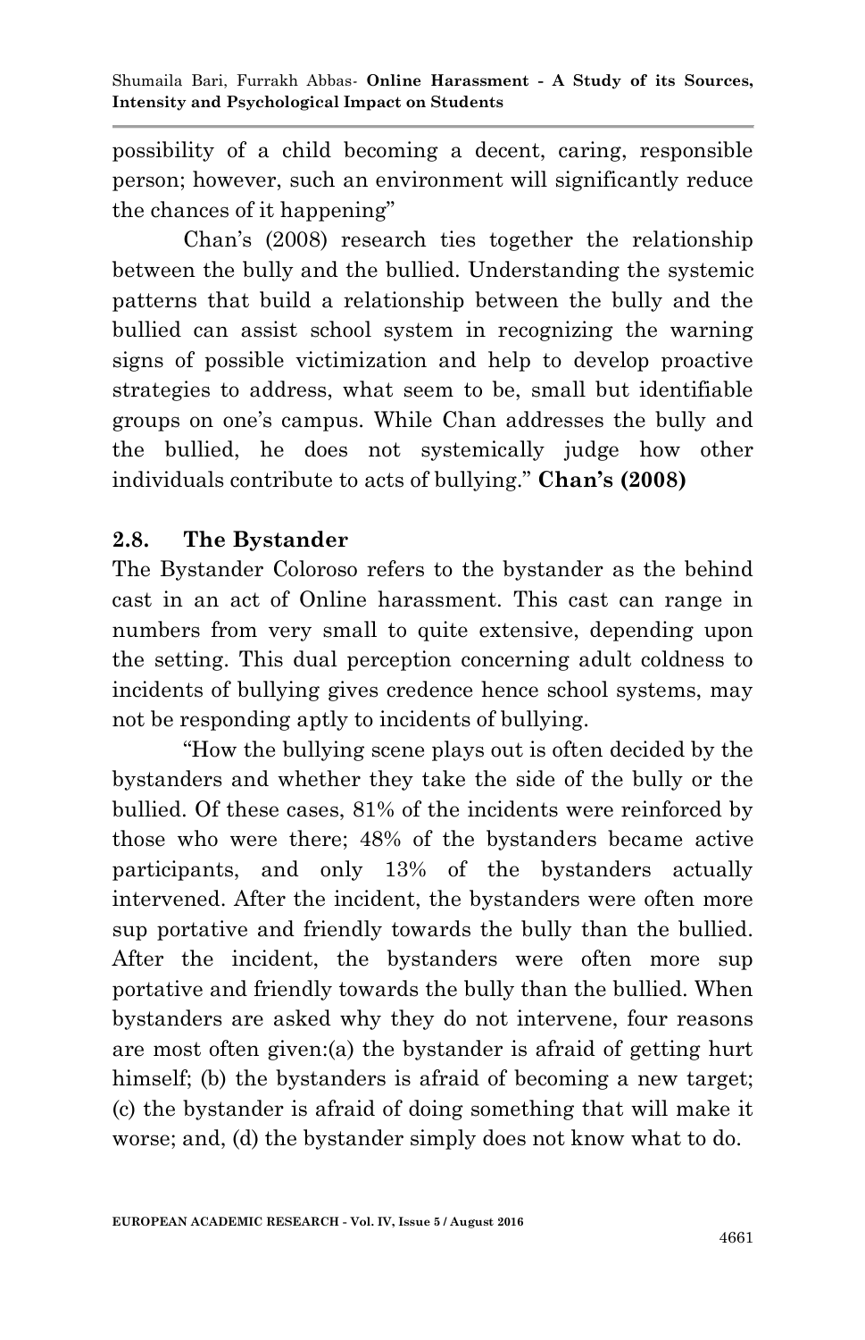possibility of a child becoming a decent, caring, responsible person; however, such an environment will significantly reduce the chances of it happening"

Chan's (2008) research ties together the relationship between the bully and the bullied. Understanding the systemic patterns that build a relationship between the bully and the bullied can assist school system in recognizing the warning signs of possible victimization and help to develop proactive strategies to address, what seem to be, small but identifiable groups on one's campus. While Chan addresses the bully and the bullied, he does not systemically judge how other individuals contribute to acts of bullying." **Chan's (2008)**

## 2.8. The Bystander

The Bystander Coloroso refers to the bystander as the behind cast in an act of Online harassment. This cast can range in numbers from very small to quite extensive, depending upon the setting. This dual perception concerning adult coldness to incidents of bullying gives credence hence school systems, may not be responding aptly to incidents of bullying.

"How the bullying scene plays out is often decided by the bystanders and whether they take the side of the bully or the bullied. Of these cases, 81% of the incidents were reinforced by those who were there; 48% of the bystanders became active participants, and only 13% of the bystanders actually intervened. After the incident, the bystanders were often more sup portative and friendly towards the bully than the bullied. After the incident, the bystanders were often more sup portative and friendly towards the bully than the bullied. When bystanders are asked why they do not intervene, four reasons are most often given:(a) the bystander is afraid of getting hurt himself; (b) the bystanders is afraid of becoming a new target; (c) the bystander is afraid of doing something that will make it worse; and, (d) the bystander simply does not know what to do.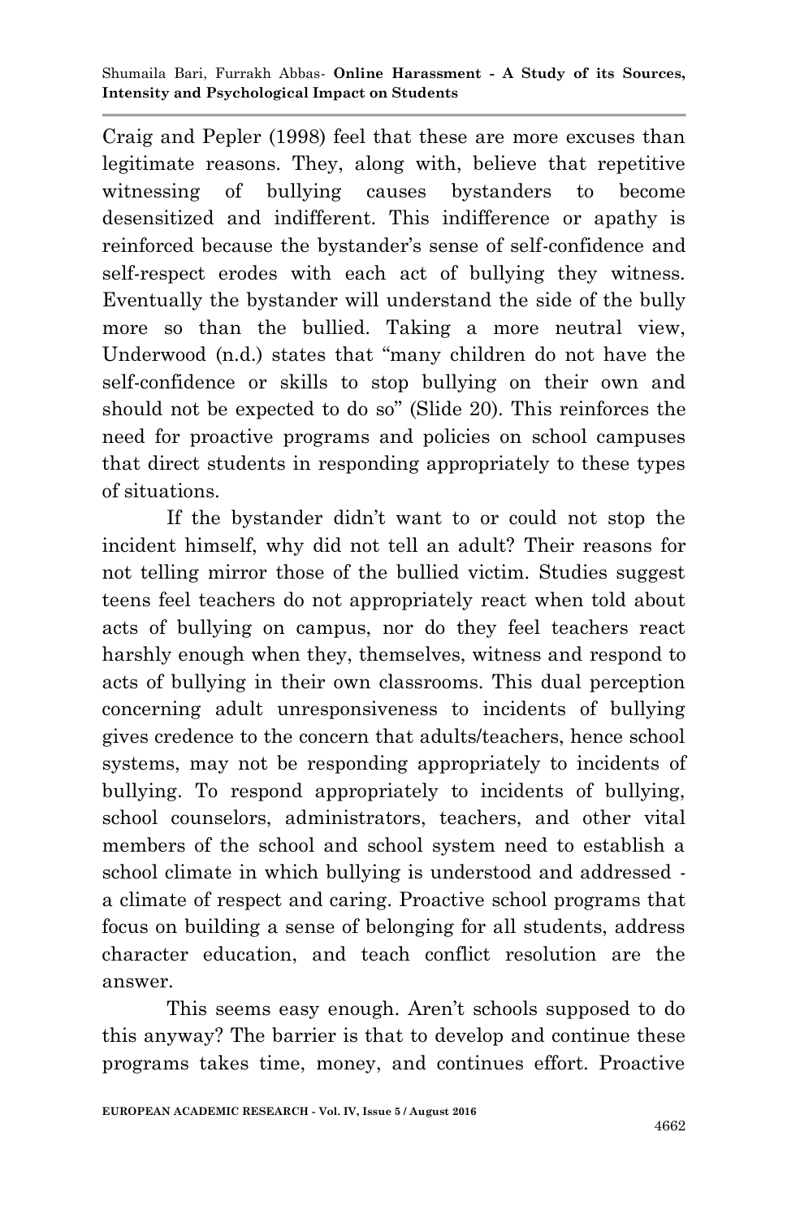Craig and Pepler (1998) feel that these are more excuses than legitimate reasons. They, along with, believe that repetitive witnessing of bullying causes bystanders to become desensitized and indifferent. This indifference or apathy is reinforced because the bystander's sense of self-confidence and self-respect erodes with each act of bullying they witness. Eventually the bystander will understand the side of the bully more so than the bullied. Taking a more neutral view, Underwood (n.d.) states that "many children do not have the self-confidence or skills to stop bullying on their own and should not be expected to do so" (Slide 20). This reinforces the need for proactive programs and policies on school campuses that direct students in responding appropriately to these types of situations.

If the bystander didn't want to or could not stop the incident himself, why did not tell an adult? Their reasons for not telling mirror those of the bullied victim. Studies suggest teens feel teachers do not appropriately react when told about acts of bullying on campus, nor do they feel teachers react harshly enough when they, themselves, witness and respond to acts of bullying in their own classrooms. This dual perception concerning adult unresponsiveness to incidents of bullying gives credence to the concern that adults/teachers, hence school systems, may not be responding appropriately to incidents of bullying. To respond appropriately to incidents of bullying, school counselors, administrators, teachers, and other vital members of the school and school system need to establish a school climate in which bullying is understood and addressed - a climate of respect and caring. Proactive school programs that focus on building a sense of belonging for all students, address character education, and teach conflict resolution are the answer.

This seems easy enough. Aren't schools supposed to do this anyway? The barrier is that to develop and continue these programs takes time, money, and continues effort. Proactive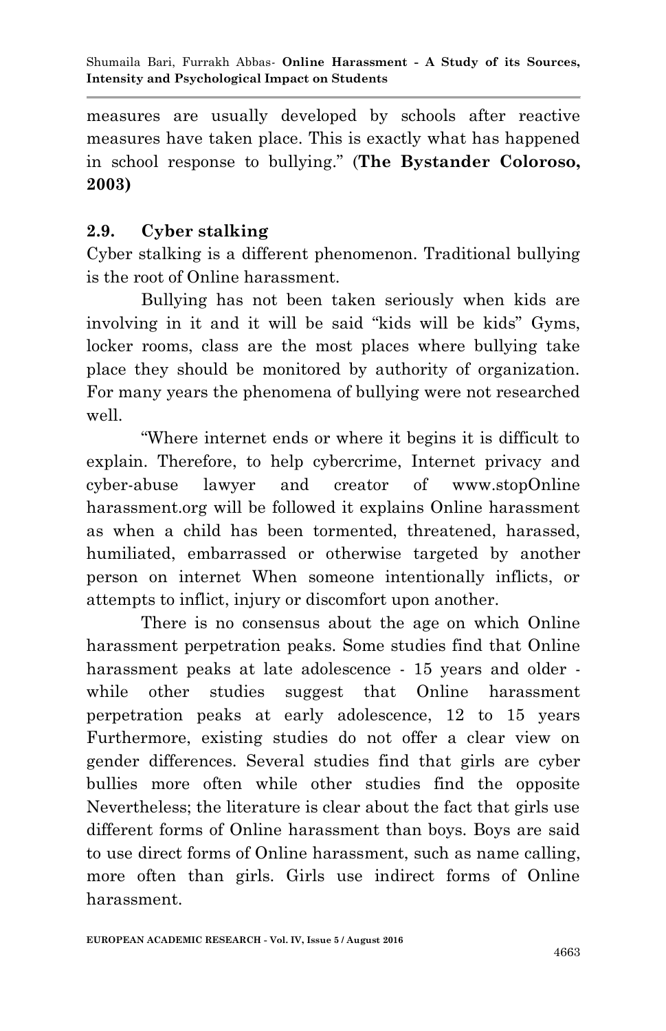measures are usually developed by schools after reactive measures have taken place. This is exactly what has happened in school response to bullying." (**The Bystander Coloroso, 2003)**

## 2.9. Cyber stalking

Cyber stalking is a different phenomenon. Traditional bullying is the root of Online harassment.

Bullying has not been taken seriously when kids are involving in it and it will be said "kids will be kids" Gyms, locker rooms, class are the most places where bullying take place they should be monitored by authority of organization. For many years the phenomena of bullying were not researched well.

"Where internet ends or where it begins it is difficult to explain. Therefore, to help cybercrime, Internet privacy and cyber-abuse lawyer and creator of www.stopOnline harassment.org will be followed it explains Online harassment as when a child has been tormented, threatened, harassed, humiliated, embarrassed or otherwise targeted by another person on internet When someone intentionally inflicts, or attempts to inflict, injury or discomfort upon another.

There is no consensus about the age on which Online harassment perpetration peaks. Some studies find that Online harassment peaks at late adolescence - 15 years and older - while other studies suggest that Online harassment perpetration peaks at early adolescence, 12 to 15 years Furthermore, existing studies do not offer a clear view on gender differences. Several studies find that girls are cyber bullies more often while other studies find the opposite Nevertheless; the literature is clear about the fact that girls use different forms of Online harassment than boys. Boys are said to use direct forms of Online harassment, such as name calling, more often than girls. Girls use indirect forms of Online harassment.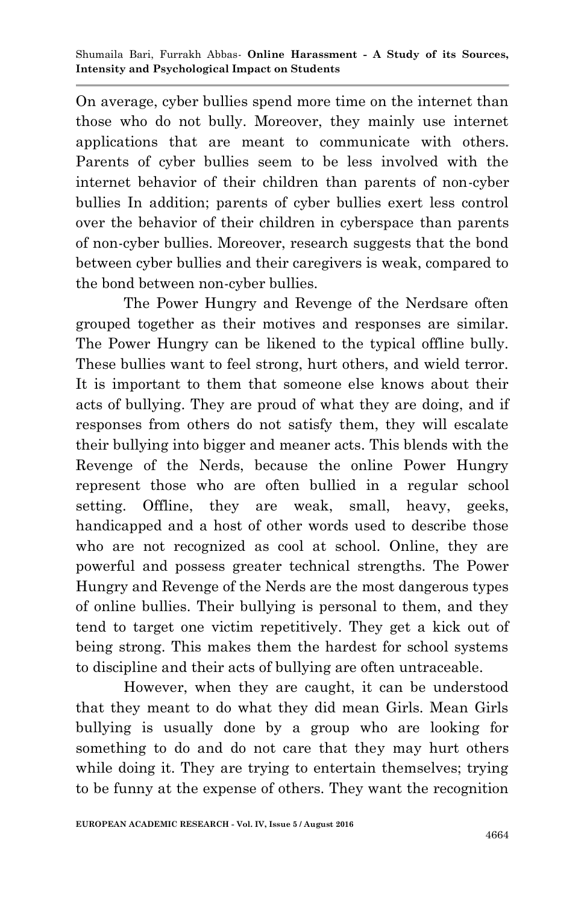On average, cyber bullies spend more time on the internet than those who do not bully. Moreover, they mainly use internet applications that are meant to communicate with others. Parents of cyber bullies seem to be less involved with the internet behavior of their children than parents of non-cyber bullies In addition; parents of cyber bullies exert less control over the behavior of their children in cyberspace than parents of non-cyber bullies. Moreover, research suggests that the bond between cyber bullies and their caregivers is weak, compared to the bond between non-cyber bullies.

The Power Hungry and Revenge of the Nerdsare often grouped together as their motives and responses are similar. The Power Hungry can be likened to the typical offline bully. These bullies want to feel strong, hurt others, and wield terror. It is important to them that someone else knows about their acts of bullying. They are proud of what they are doing, and if responses from others do not satisfy them, they will escalate their bullying into bigger and meaner acts. This blends with the Revenge of the Nerds, because the online Power Hungry represent those who are often bullied in a regular school setting. Offline, they are weak, small, heavy, geeks, handicapped and a host of other words used to describe those who are not recognized as cool at school. Online, they are powerful and possess greater technical strengths. The Power Hungry and Revenge of the Nerds are the most dangerous types of online bullies. Their bullying is personal to them, and they tend to target one victim repetitively. They get a kick out of being strong. This makes them the hardest for school systems to discipline and their acts of bullying are often untraceable.

However, when they are caught, it can be understood that they meant to do what they did mean Girls. Mean Girls bullying is usually done by a group who are looking for something to do and do not care that they may hurt others while doing it. They are trying to entertain themselves; trying to be funny at the expense of others. They want the recognition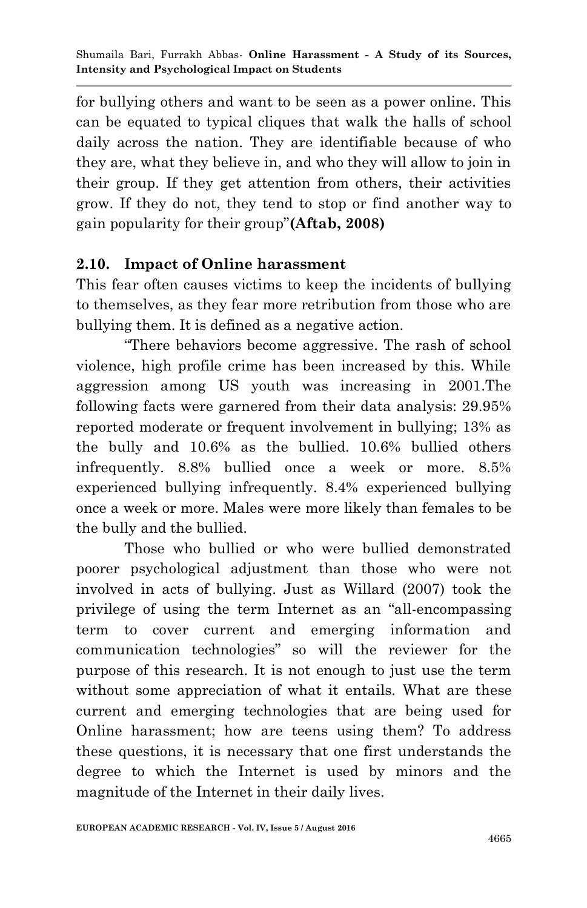for bullying others and want to be seen as a power online. This can be equated to typical cliques that walk the halls of school daily across the nation. They are identifiable because of who they are, what they believe in, and who they will allow to join in their group. If they get attention from others, their activities grow. If they do not, they tend to stop or find another way to gain popularity for their group"**(Aftab, 2008)**

## 2.10. Impact of Online harassment

This fear often causes victims to keep the incidents of bullying to themselves, as they fear more retribution from those who are bullying them. It is defined as a negative action.

"There behaviors become aggressive. The rash of school violence, high profile crime has been increased by this. While aggression among US youth was increasing in 2001.The following facts were garnered from their data analysis: 29.95% reported moderate or frequent involvement in bullying; 13% as the bully and 10.6% as the bullied. 10.6% bullied others infrequently. 8.8% bullied once a week or more. 8.5% experienced bullying infrequently. 8.4% experienced bullying once a week or more. Males were more likely than females to be the bully and the bullied.

Those who bullied or who were bullied demonstrated poorer psychological adjustment than those who were not involved in acts of bullying. Just as Willard (2007) took the privilege of using the term Internet as an "all-encompassing term to cover current and emerging information and communication technologies" so will the reviewer for the purpose of this research. It is not enough to just use the term without some appreciation of what it entails. What are these current and emerging technologies that are being used for Online harassment; how are teens using them? To address these questions, it is necessary that one first understands the degree to which the Internet is used by minors and the magnitude of the Internet in their daily lives.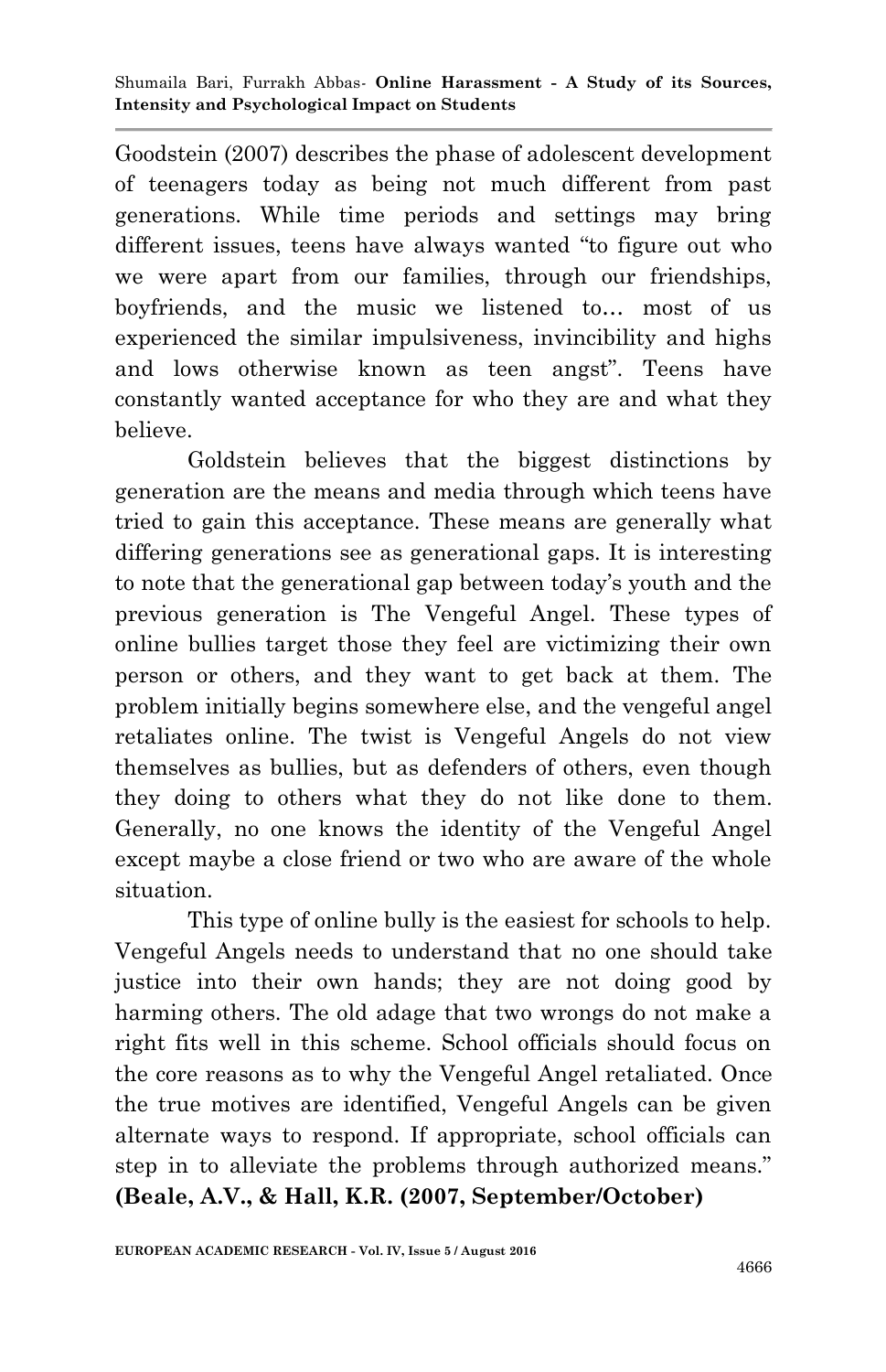Goodstein (2007) describes the phase of adolescent development of teenagers today as being not much different from past generations. While time periods and settings may bring different issues, teens have always wanted "to figure out who we were apart from our families, through our friendships, boyfriends, and the music we listened to… most of us experienced the similar impulsiveness, invincibility and highs and lows otherwise known as teen angst". Teens have constantly wanted acceptance for who they are and what they believe.

Goldstein believes that the biggest distinctions by generation are the means and media through which teens have tried to gain this acceptance. These means are generally what differing generations see as generational gaps. It is interesting to note that the generational gap between today's youth and the previous generation is The Vengeful Angel. These types of online bullies target those they feel are victimizing their own person or others, and they want to get back at them. The problem initially begins somewhere else, and the vengeful angel retaliates online. The twist is Vengeful Angels do not view themselves as bullies, but as defenders of others, even though they doing to others what they do not like done to them. Generally, no one knows the identity of the Vengeful Angel except maybe a close friend or two who are aware of the whole situation.

This type of online bully is the easiest for schools to help. Vengeful Angels needs to understand that no one should take justice into their own hands; they are not doing good by harming others. The old adage that two wrongs do not make a right fits well in this scheme. School officials should focus on the core reasons as to why the Vengeful Angel retaliated. Once the true motives are identified, Vengeful Angels can be given alternate ways to respond. If appropriate, school officials can step in to alleviate the problems through authorized means." **(Beale, A.V., & Hall, K.R. (2007, September/October)**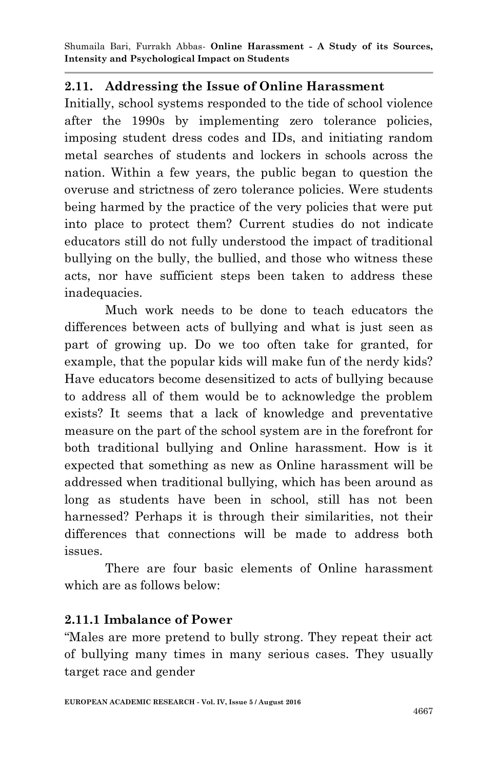## 2.11. Addressing the Issue of Online Harassment

Initially, school systems responded to the tide of school violence after the 1990s by implementing zero tolerance policies, imposing student dress codes and IDs, and initiating random metal searches of students and lockers in schools across the nation. Within a few years, the public began to question the overuse and strictness of zero tolerance policies. Were students being harmed by the practice of the very policies that were put into place to protect them? Current studies do not indicate educators still do not fully understood the impact of traditional bullying on the bully, the bullied, and those who witness these acts, nor have sufficient steps been taken to address these inadequacies.

Much work needs to be done to teach educators the differences between acts of bullying and what is just seen as part of growing up. Do we too often take for granted, for example, that the popular kids will make fun of the nerdy kids? Have educators become desensitized to acts of bullying because to address all of them would be to acknowledge the problem exists? It seems that a lack of knowledge and preventative measure on the part of the school system are in the forefront for both traditional bullying and Online harassment. How is it expected that something as new as Online harassment will be addressed when traditional bullying, which has been around as long as students have been in school, still has not been harnessed? Perhaps it is through their similarities, not their differences that connections will be made to address both issues.

There are four basic elements of Online harassment which are as follows below:

### 2.11.1 Imbalance of Power

"Males are more pretend to bully strong. They repeat their act of bullying many times in many serious cases. They usually target race and gender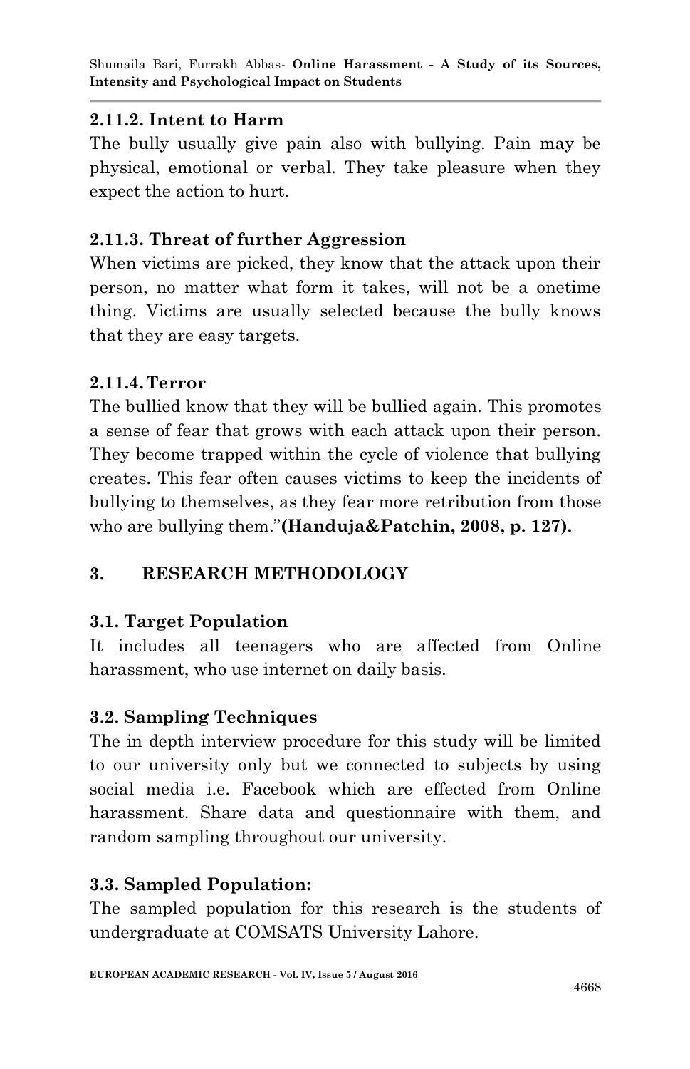#### 2.11.2. Intent to Harm

The bully usually give pain also with bullying. Pain may be physical, emotional or verbal. They take pleasure when they expect the action to hurt.

#### 2.11.3. Threat of further Aggression

When victims are picked, they know that the attack upon their person, no matter what form it takes, will not be a onetime thing. Victims are usually selected because the bully knows that they are easy targets.

#### 2.11.4. Terror

The bullied know that they will be bullied again. This promotes a sense of fear that grows with each attack upon their person. They become trapped within the cycle of violence that bullying creates. This fear often causes victims to keep the incidents of bullying to themselves, as they fear more retribution from those who are bullying them."**(Handuja&Patchin, 2008, p. 127).**

## 3. RESEARCH METHODOLOGY

### 3.1. Target Population

It includes all teenagers who are affected from Online harassment, who use internet on daily basis.

### 3.2. Sampling Techniques

The in depth interview procedure for this study will be limited to our university only but we connected to subjects by using social media i.e. Facebook which are effected from Online harassment. Share data and questionnaire with them, and random sampling throughout our university.

### 3.3. Sampled Population:

The sampled population for this research is the students of undergraduate at COMSATS University Lahore.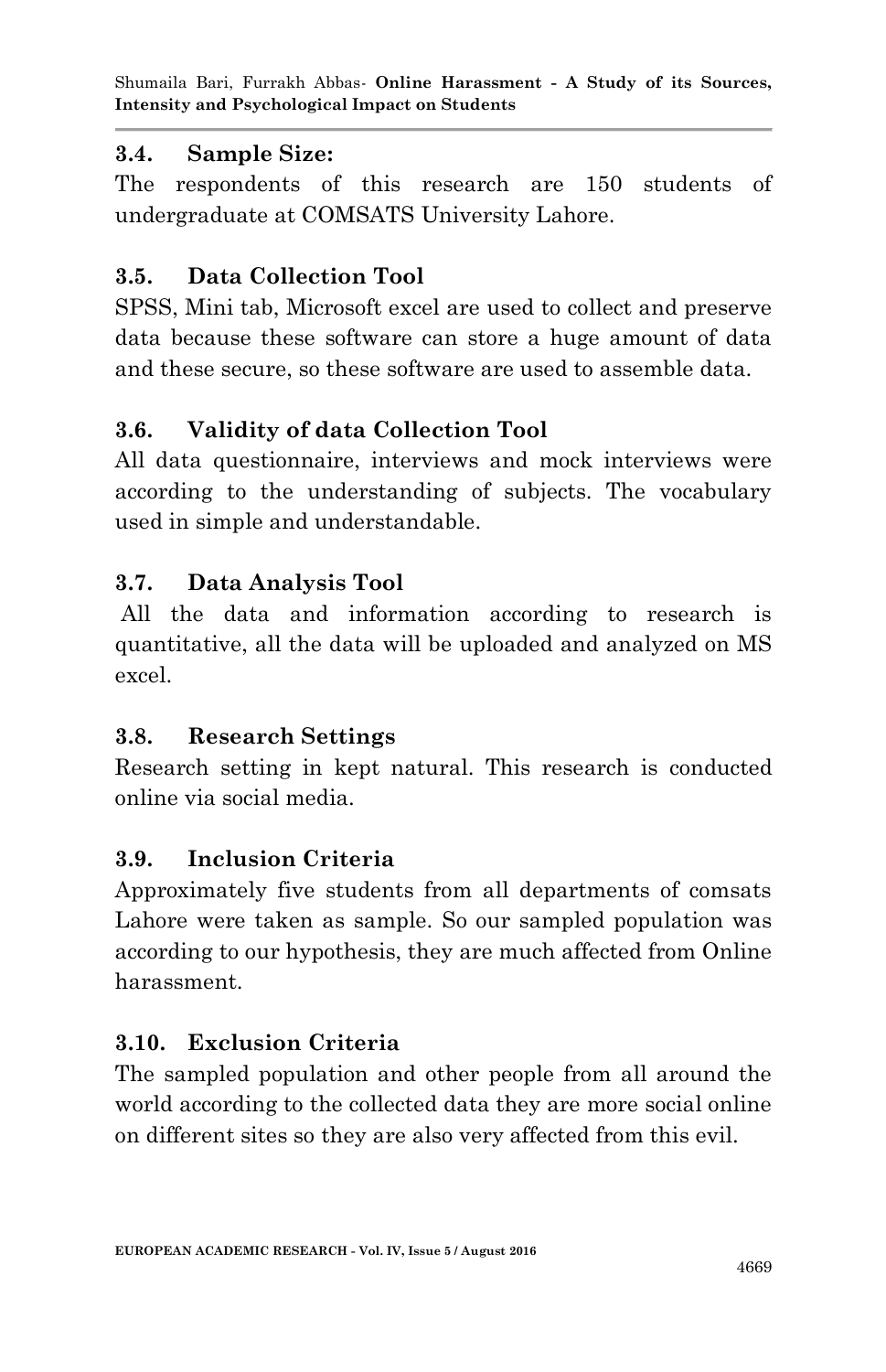### 3.4. Sample Size:

The respondents of this research are 150 students of undergraduate at COMSATS University Lahore.

### 3.5. Data Collection Tool

SPSS, Mini tab, Microsoft excel are used to collect and preserve data because these software can store a huge amount of data and these secure, so these software are used to assemble data.

### 3.6. Validity of data Collection Tool

All data questionnaire, interviews and mock interviews were according to the understanding of subjects. The vocabulary used in simple and understandable.

### 3.7. Data Analysis Tool

All the data and information according to research is quantitative, all the data will be uploaded and analyzed on MS excel.

### 3.8. Research Settings

Research setting in kept natural. This research is conducted online via social media.

### 3.9. Inclusion Criteria

Approximately five students from all departments of comsats Lahore were taken as sample. So our sampled population was according to our hypothesis, they are much affected from Online harassment.

### 3.10. Exclusion Criteria

The sampled population and other people from all around the world according to the collected data they are more social online on different sites so they are also very affected from this evil.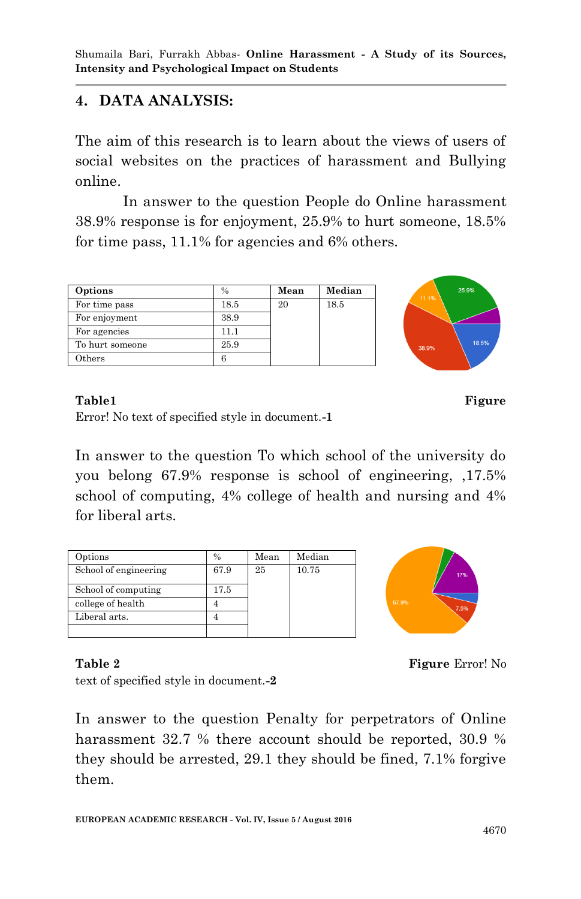## 4. DATA ANALYSIS:

The aim of this research is to learn about the views of users of social websites on the practices of harassment and Bullying online.

In answer to the question People do Online harassment 38.9% response is for enjoyment, 25.9% to hurt someone, 18.5% for time pass, 11.1% for agencies and 6% others.

| Options | % | Mean | Median |
|---|---|---|---|
| For time pass | 18.5 | 20 | 18.5 |
| For enjoyment | 38.9 | | |
| For agencies | 11.1 | | |
| To hurt someone | 25.9 | | |
| Others | 6 | | |

**Table1** **Figure** Error! No text of specified style in document.**-1**

In answer to the question To which school of the university do you belong 67.9% response is school of engineering, ,17.5% school of computing, 4% college of health and nursing and 4% for liberal arts.

| Options | % | Mean | Median |
|---|---|---|---|
| School of engineering | 67.9 | 25 | 10.75 |
| School of computing | 17.5 | | |
| college of health | 4 | | |
| Liberal arts. | 4 | | |
| | | | |

**Table 2** **Figure** Error! No text of specified style in document.**-2**

In answer to the question Penalty for perpetrators of Online harassment 32.7 % there account should be reported, 30.9 % they should be arrested, 29.1 they should be fined, 7.1% forgive them.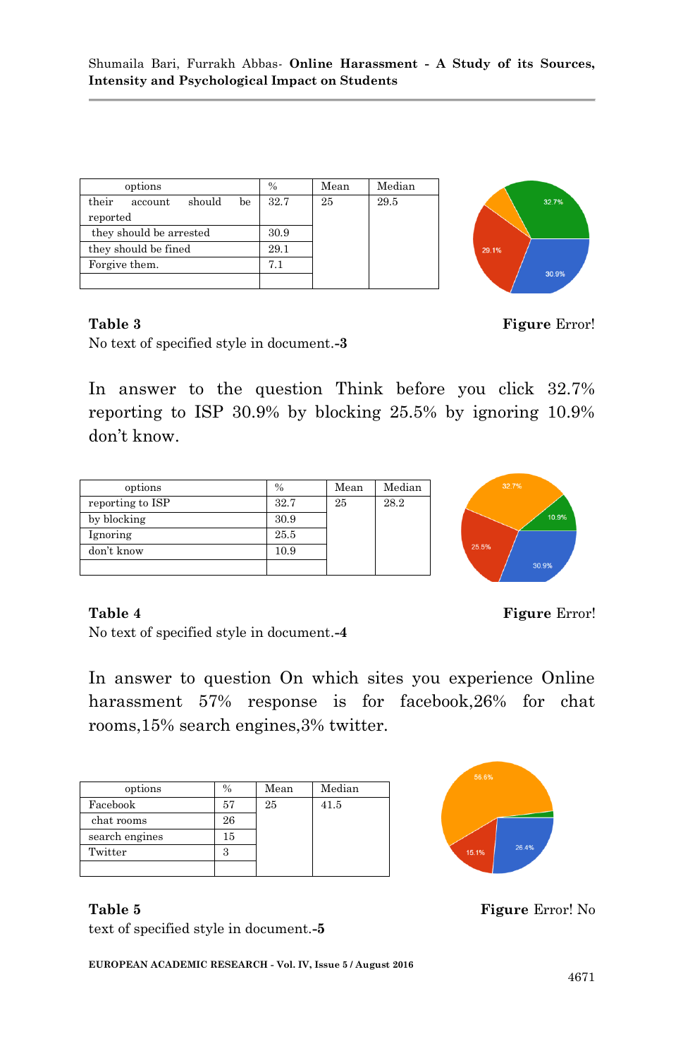| options | % | Mean | Median |
|---|---|---|---|
| their account should be reported | 32.7 | 25 | 29.5 |
| they should be arrested | 30.9 | | |
| they should be fined | 29.1 | | |
| Forgive them. | 7.1 | | |
| | | | |

**Table 3** **Figure** Error! No text of specified style in document.**-3**

In answer to the question Think before you click 32.7% reporting to ISP 30.9% by blocking 25.5% by ignoring 10.9% don't know.

| options | % | Mean | Median |
|---|---|---|---|
| reporting to ISP | 32.7 | 25 | 28.2 |
| by blocking | 30.9 | | |
| Ignoring | 25.5 | | |
| don't know | 10.9 | | |
| | | | |

**Table 4** **Figure** Error! No text of specified style in document.**-4**

In answer to question On which sites you experience Online harassment 57% response is for facebook,26% for chat rooms,15% search engines,3% twitter.

| options | % | Mean | Median |
|---|---|---|---|
| Facebook | 57 | 25 | 41.5 |
| chat rooms | 26 | | |
| search engines | 15 | | |
| Twitter | 3 | | |
| | | | |

**Table 5** **Figure** Error! No text of specified style in document.**-5**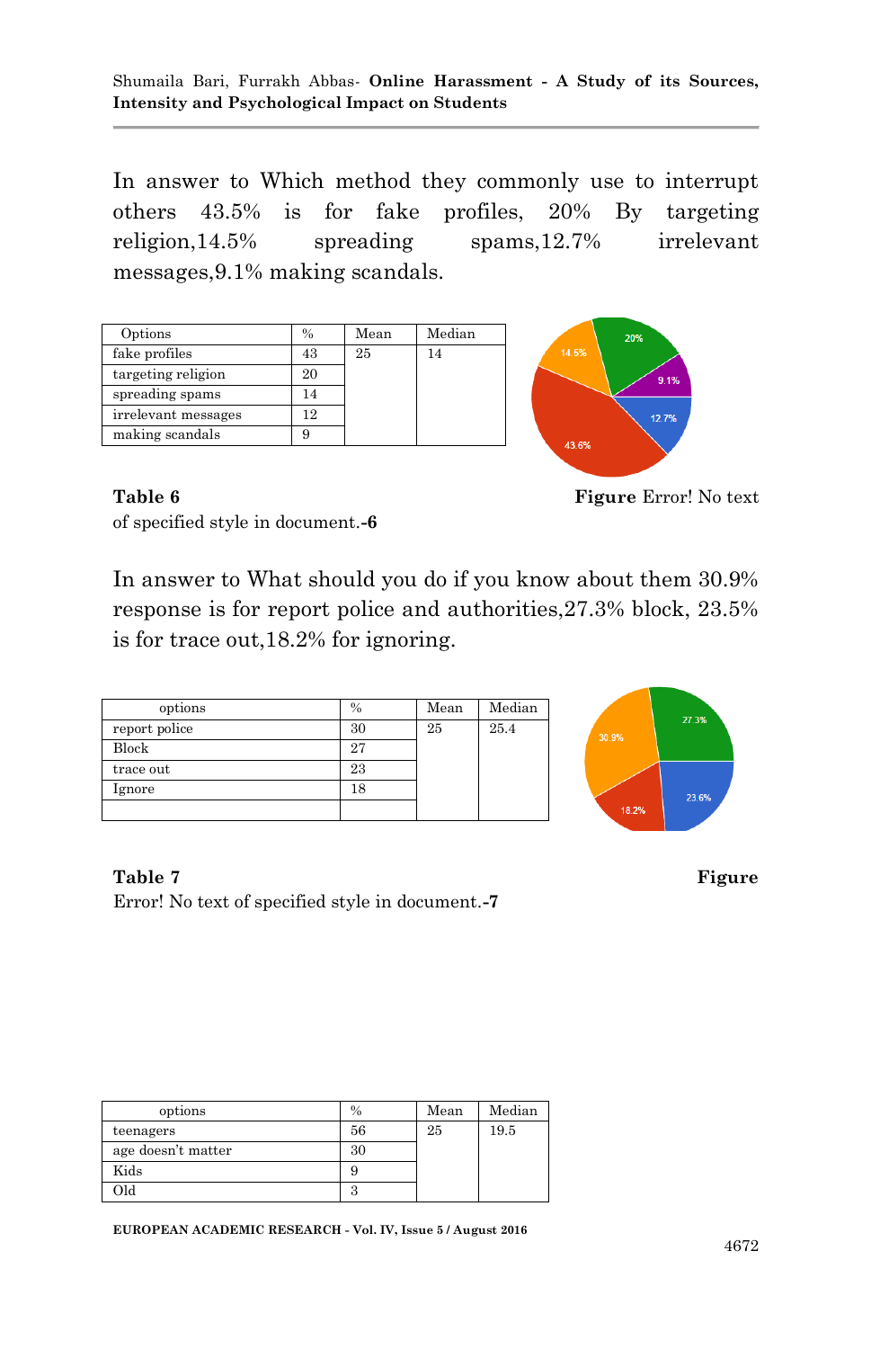In answer to Which method they commonly use to interrupt others 43.5% is for fake profiles, 20% By targeting religion,14.5% spreading spams,12.7% irrelevant messages,9.1% making scandals.

| Options | % | Mean | Median |
|---|---|---|---|
| fake profiles | 43 | 25 | 14 |
| targeting religion | 20 | | |
| spreading spams | 14 | | |
| irrelevant messages | 12 | | |
| making scandals | 9 | | |

**Table 6** **Figure** Error! No text of specified style in document.**-6**

In answer to What should you do if you know about them 30.9% response is for report police and authorities,27.3% block, 23.5% is for trace out,18.2% for ignoring.

| options | % | Mean | Median |
|---|---|---|---|
| report police | 30 | 25 | 25.4 |
| Block | 27 | | |
| trace out | 23 | | |
| Ignore | 18 | | |
| | | | |

**Table 7** **Figure** Error! No text of specified style in document.**-7**

| options | % | Mean | Median |
|---|---|---|---|
| teenagers | 56 | 25 | 19.5 |
| age doesn't matter | 30 | | |
| Kids | 9 | | |
| Old | 3 | | |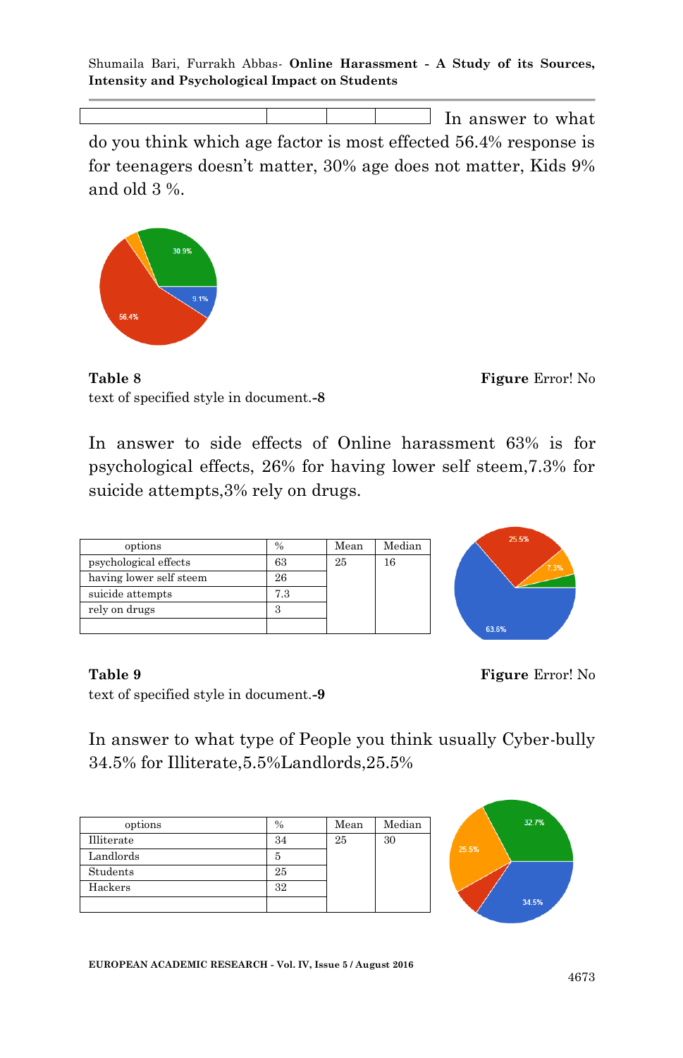| | | | |
|---|---|---|---|

In answer to what do you think which age factor is most effected 56.4% response is for teenagers doesn't matter, 30% age does not matter, Kids 9% and old 3 %.

**Table 8** **Figure** Error! No text of specified style in document.**-8**

In answer to side effects of Online harassment 63% is for psychological effects, 26% for having lower self steem,7.3% for suicide attempts,3% rely on drugs.

| options | % | Mean | Median |
|---|---|---|---|
| psychological effects | 63 | 25 | 16 |
| having lower self steem | 26 | | |
| suicide attempts | 7.3 | | |
| rely on drugs | 3 | | |
| | | | |

**Table 9** **Figure** Error! No text of specified style in document.**-9**

In answer to what type of People you think usually Cyber-bully 34.5% for Illiterate,5.5%Landlords,25.5%

| options | % | Mean | Median |
|---|---|---|---|
| Illiterate | 34 | 25 | 30 |
| Landlords | 5 | | |
| Students | 25 | | |
| Hackers | 32 | | |
| | | | |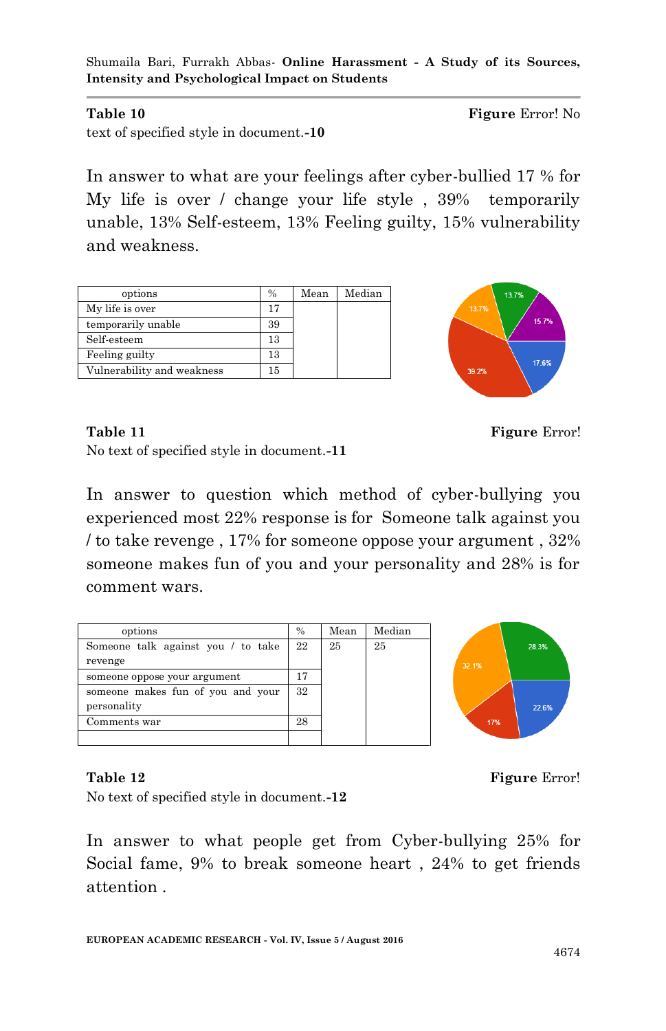**Table 10** **Figure** Error! No text of specified style in document.**-10**

In answer to what are your feelings after cyber-bullied 17 % for My life is over / change your life style , 39% temporarily unable, 13% Self-esteem, 13% Feeling guilty, 15% vulnerability and weakness.

| options | % | Mean | Median |
|---|---|---|---|
| My life is over | 17 | | |
| temporarily unable | 39 | | |
| Self-esteem | 13 | | |
| Feeling guilty | 13 | | |
| Vulnerability and weakness | 15 | | |

**Table 11** **Figure** Error! No text of specified style in document.**-11**

In answer to question which method of cyber-bullying you experienced most 22% response is for Someone talk against you / to take revenge , 17% for someone oppose your argument , 32% someone makes fun of you and your personality and 28% is for comment wars.

| options | % | Mean | Median |
|---|---|---|---|
| Someone talk against you / to take revenge | 22 | 25 | 25 |
| someone oppose your argument | 17 | | |
| someone makes fun of you and your personality | 32 | | |
| Comments war | 28 | | |
| | | | |

**Table 12** **Figure** Error! No text of specified style in document.**-12**

In answer to what people get from Cyber-bullying 25% for Social fame, 9% to break someone heart , 24% to get friends attention .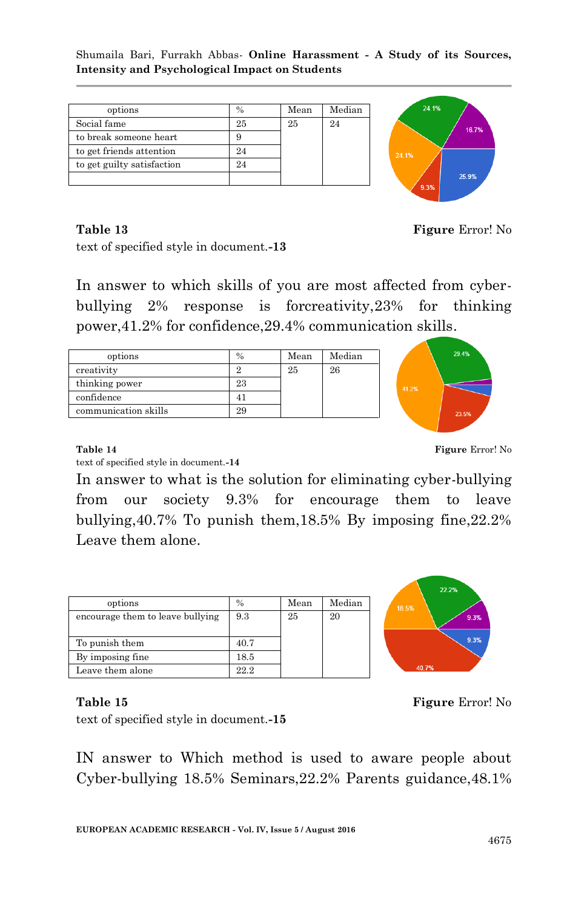| options | % | Mean | Median |
|---|---|---|---|
| Social fame | 25 | 25 | 24 |
| to break someone heart | 9 | | |
| to get friends attention | 24 | | |
| to get guilty satisfaction | 24 | | |
| | | | |

**Table 13** **Figure** Error! No text of specified style in document.**-13**

In answer to which skills of you are most affected from cyber-bullying 2% response is forcreativity,23% for thinking power,41.2% for confidence,29.4% communication skills.

| options | % | Mean | Median |
|---|---|---|---|
| creativity | 2 | 25 | 26 |
| thinking power | 23 | | |
| confidence | 41 | | |
| communication skills | 29 | | |

**Table 14** **Figure** Error! No text of specified style in document.**-14**

In answer to what is the solution for eliminating cyber-bullying from our society 9.3% for encourage them to leave bullying,40.7% To punish them,18.5% By imposing fine,22.2% Leave them alone.

| options | % | Mean | Median |
|---|---|---|---|
| encourage them to leave bullying | 9.3 | 25 | 20 |
| To punish them | 40.7 | | |
| By imposing fine | 18.5 | | |
| Leave them alone | 22.2 | | |

**Table 15** **Figure** Error! No text of specified style in document.**-15**

IN answer to Which method is used to aware people about Cyber-bullying 18.5% Seminars,22.2% Parents guidance,48.1%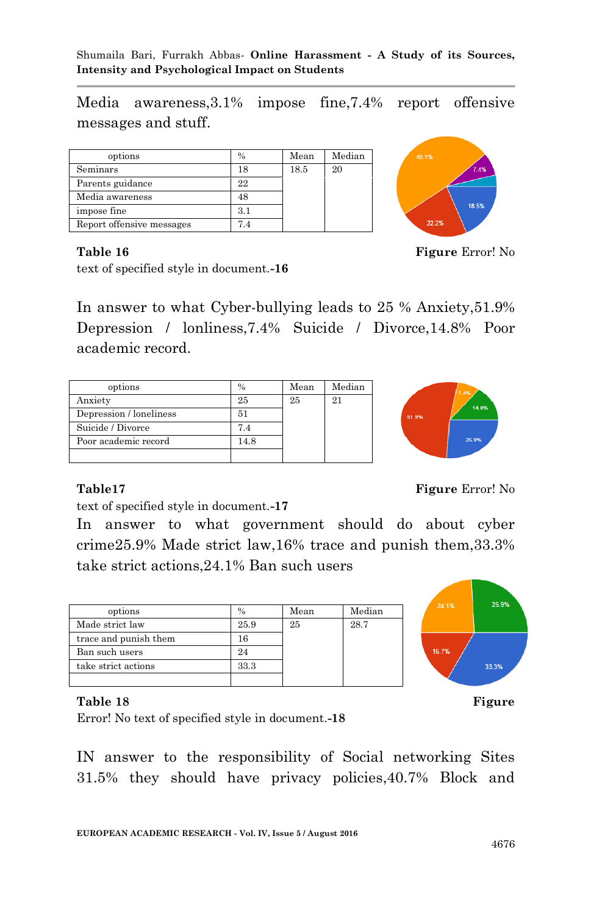Media awareness,3.1% impose fine,7.4% report offensive messages and stuff.

| options | % | Mean | Median |
|---|---|---|---|
| Seminars | 18 | 18.5 | 20 |
| Parents guidance | 22 | | |
| Media awareness | 48 | | |
| impose fine | 3.1 | | |
| Report offensive messages | 7.4 | | |

**Table 16** **Figure** Error! No text of specified style in document.**-16**

In answer to what Cyber-bullying leads to 25 % Anxiety,51.9% Depression / lonliness,7.4% Suicide / Divorce,14.8% Poor academic record.

| options | % | Mean | Median |
|---|---|---|---|
| Anxiety | 25 | 25 | 21 |
| Depression / loneliness | 51 | | |
| Suicide / Divorce | 7.4 | | |
| Poor academic record | 14.8 | | |
| | | | |

**Table17** **Figure** Error! No text of specified style in document.**-17**

In answer to what government should do about cyber crime25.9% Made strict law,16% trace and punish them,33.3% take strict actions,24.1% Ban such users

| options | % | Mean | Median |
|---|---|---|---|
| Made strict law | 25.9 | 25 | 28.7 |
| trace and punish them | 16 | | |
| Ban such users | 24 | | |
| take strict actions | 33.3 | | |
| | | | |

**Table 18** **Figure** Error! No text of specified style in document.**-18**

IN answer to the responsibility of Social networking Sites 31.5% they should have privacy policies,40.7% Block and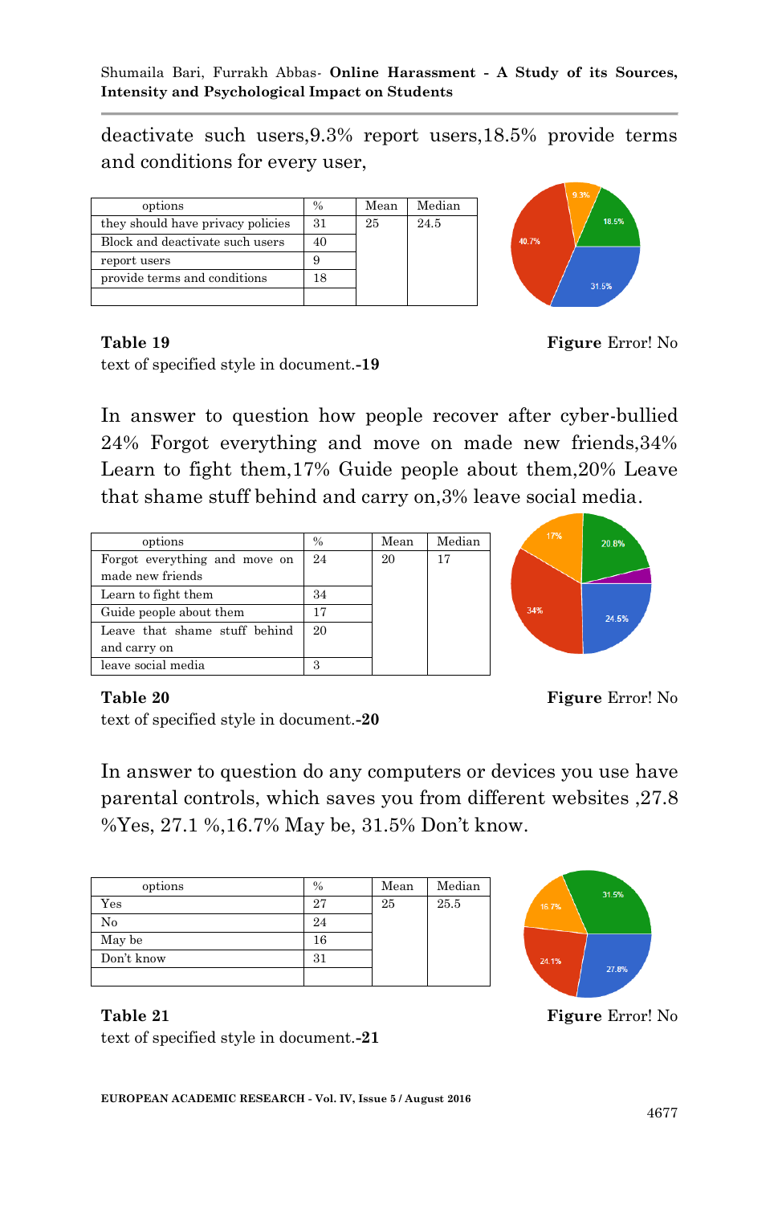deactivate such users,9.3% report users,18.5% provide terms and conditions for every user,

| options | % | Mean | Median |
|---|---|---|---|
| they should have privacy policies | 31 | 25 | 24.5 |
| Block and deactivate such users | 40 | | |
| report users | 9 | | |
| provide terms and conditions | 18 | | |
| | | | |

**Table 19** **Figure** Error! No text of specified style in document.-**19**

In answer to question how people recover after cyber-bullied 24% Forgot everything and move on made new friends,34% Learn to fight them,17% Guide people about them,20% Leave that shame stuff behind and carry on,3% leave social media.

| options | % | Mean | Median |
|---|---|---|---|
| Forgot everything and move on made new friends | 24 | 20 | 17 |
| Learn to fight them | 34 | | |
| Guide people about them | 17 | | |
| Leave that shame stuff behind and carry on | 20 | | |
| leave social media | 3 | | |

**Table 20** **Figure** Error! No text of specified style in document.-**20**

In answer to question do any computers or devices you use have parental controls, which saves you from different websites ,27.8 %Yes, 27.1 %,16.7% May be, 31.5% Don't know.

| options | % | Mean | Median |
|---|---|---|---|
| Yes | 27 | 25 | 25.5 |
| No | 24 | | |
| May be | 16 | | |
| Don't know | 31 | | |
| | | | |

**Table 21** **Figure** Error! No text of specified style in document.-**21**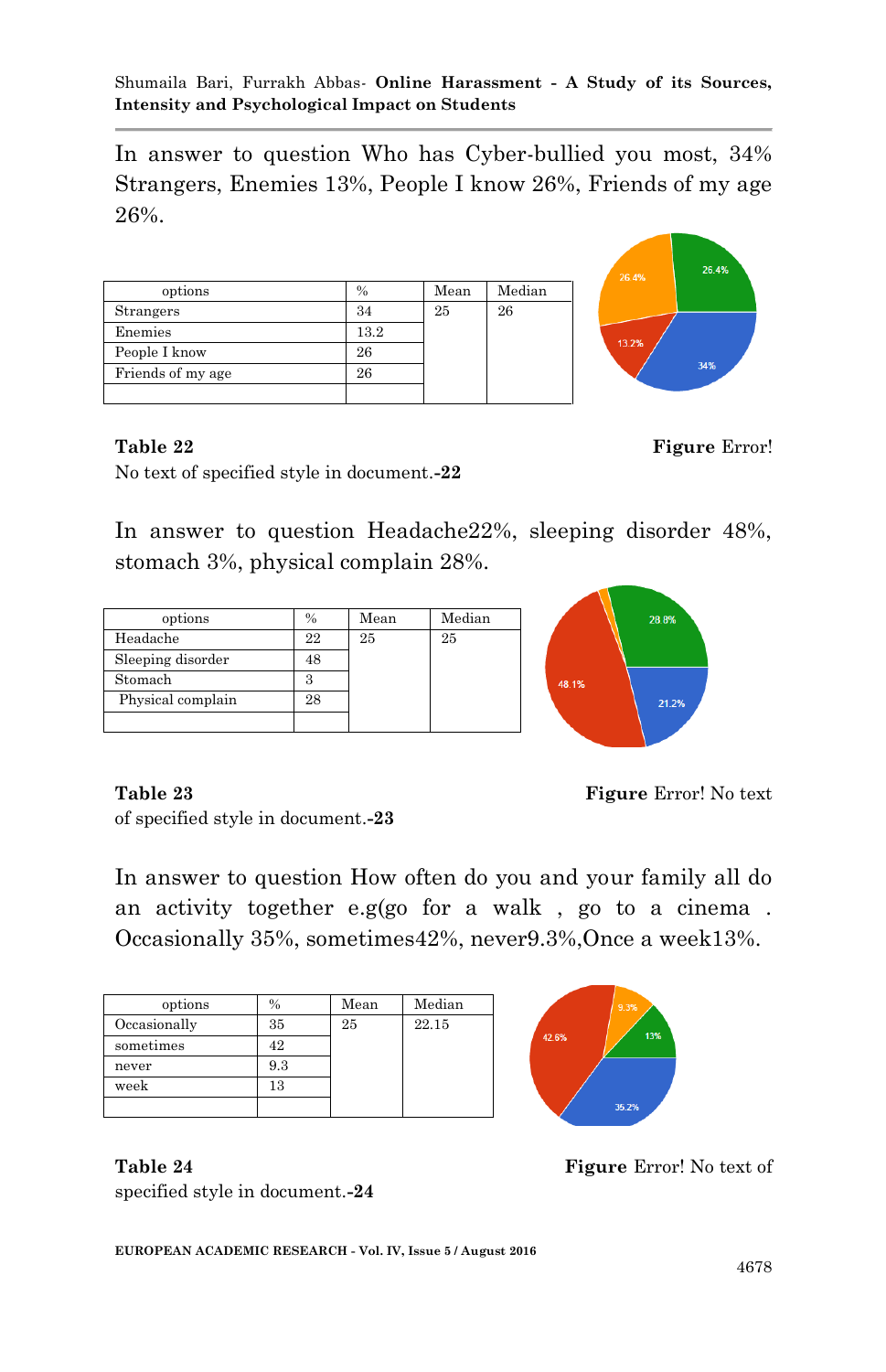In answer to question Who has Cyber-bullied you most, 34% Strangers, Enemies 13%, People I know 26%, Friends of my age 26%.

| options | % | Mean | Median |
|---|---|---|---|
| Strangers | 34 | 25 | 26 |
| Enemies | 13.2 | | |
| People I know | 26 | | |
| Friends of my age | 26 | | |
| | | | |

**Table 22** **Figure** Error! No text of specified style in document.**-22**

In answer to question Headache22%, sleeping disorder 48%, stomach 3%, physical complain 28%.

| options | % | Mean | Median |
|---|---|---|---|
| Headache | 22 | 25 | 25 |
| Sleeping disorder | 48 | | |
| Stomach | 3 | | |
| Physical complain | 28 | | |
| | | | |

**Table 23** **Figure** Error! No text of specified style in document.**-23**

In answer to question How often do you and your family all do an activity together e.g(go for a walk , go to a cinema . Occasionally 35%, sometimes42%, never9.3%,Once a week13%.

| options | % | Mean | Median |
|---|---|---|---|
| Occasionally | 35 | 25 | 22.15 |
| sometimes | 42 | | |
| never | 9.3 | | |
| week | 13 | | |
| | | | |

**Table 24** **Figure** Error! No text of specified style in document.**-24**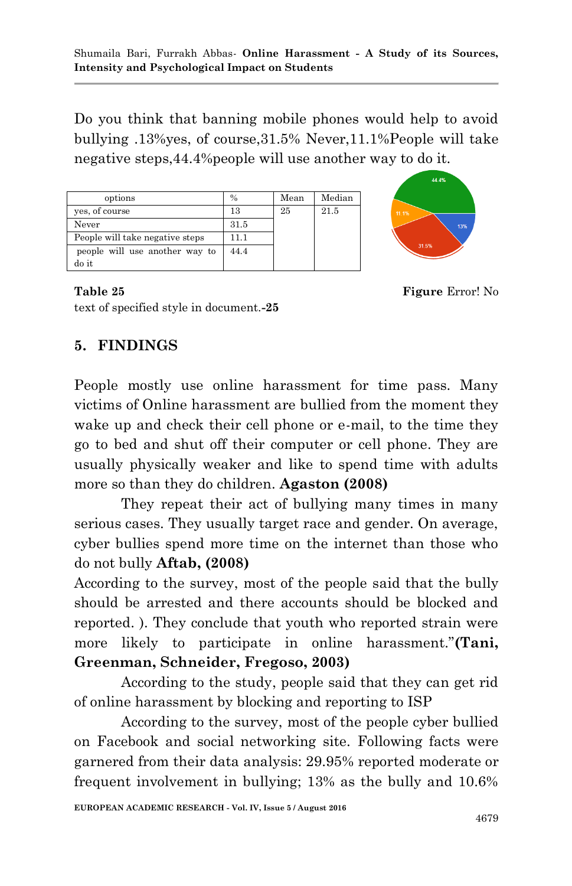Do you think that banning mobile phones would help to avoid bullying .13%yes, of course,31.5% Never,11.1%People will take negative steps,44.4%people will use another way to do it.

| options | % | Mean | Median |
|---|---|---|---|
| yes, of course | 13 | 25 | 21.5 |
| Never | 31.5 | | |
| People will take negative steps | 11.1 | | |
| people will use another way to do it | 44.4 | | |

**Table 25** **Figure** Error! No text of specified style in document.**-25**

## 5. FINDINGS

People mostly use online harassment for time pass. Many victims of Online harassment are bullied from the moment they wake up and check their cell phone or e-mail, to the time they go to bed and shut off their computer or cell phone. They are usually physically weaker and like to spend time with adults more so than they do children. **Agaston (2008)**

They repeat their act of bullying many times in many serious cases. They usually target race and gender. On average, cyber bullies spend more time on the internet than those who do not bully **Aftab, (2008)**

According to the survey, most of the people said that the bully should be arrested and there accounts should be blocked and reported. ). They conclude that youth who reported strain were more likely to participate in online harassment."**(Tani, Greenman, Schneider, Fregoso, 2003)**

According to the study, people said that they can get rid of online harassment by blocking and reporting to ISP

According to the survey, most of the people cyber bullied on Facebook and social networking site. Following facts were garnered from their data analysis: 29.95% reported moderate or frequent involvement in bullying; 13% as the bully and 10.6%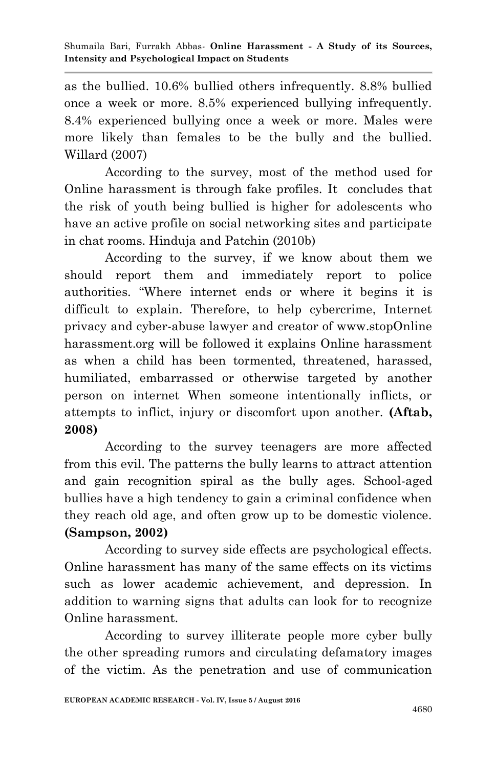as the bullied. 10.6% bullied others infrequently. 8.8% bullied once a week or more. 8.5% experienced bullying infrequently. 8.4% experienced bullying once a week or more. Males were more likely than females to be the bully and the bullied. Willard (2007)

According to the survey, most of the method used for Online harassment is through fake profiles. It concludes that the risk of youth being bullied is higher for adolescents who have an active profile on social networking sites and participate in chat rooms. Hinduja and Patchin (2010b)

According to the survey, if we know about them we should report them and immediately report to police authorities. "Where internet ends or where it begins it is difficult to explain. Therefore, to help cybercrime, Internet privacy and cyber-abuse lawyer and creator of www.stopOnline harassment.org will be followed it explains Online harassment as when a child has been tormented, threatened, harassed, humiliated, embarrassed or otherwise targeted by another person on internet When someone intentionally inflicts, or attempts to inflict, injury or discomfort upon another. **(Aftab, 2008)**

According to the survey teenagers are more affected from this evil. The patterns the bully learns to attract attention and gain recognition spiral as the bully ages. School-aged bullies have a high tendency to gain a criminal confidence when they reach old age, and often grow up to be domestic violence. **(Sampson, 2002)**

According to survey side effects are psychological effects. Online harassment has many of the same effects on its victims such as lower academic achievement, and depression. In addition to warning signs that adults can look for to recognize Online harassment.

According to survey illiterate people more cyber bully the other spreading rumors and circulating defamatory images of the victim. As the penetration and use of communication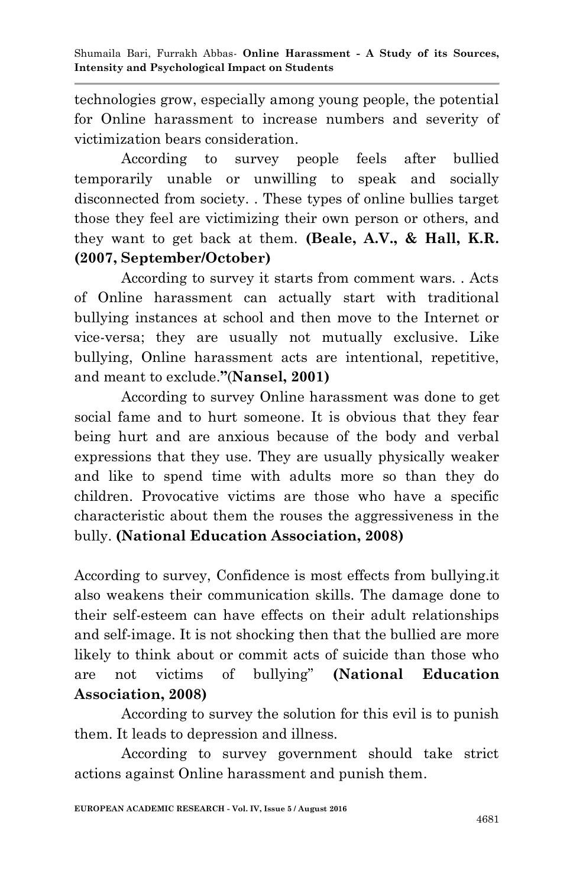technologies grow, especially among young people, the potential for Online harassment to increase numbers and severity of victimization bears consideration.

According to survey people feels after bullied temporarily unable or unwilling to speak and socially disconnected from society. . These types of online bullies target those they feel are victimizing their own person or others, and they want to get back at them. **(Beale, A.V., & Hall, K.R. (2007, September/October)**

According to survey it starts from comment wars. . Acts of Online harassment can actually start with traditional bullying instances at school and then move to the Internet or vice-versa; they are usually not mutually exclusive. Like bullying, Online harassment acts are intentional, repetitive, and meant to exclude.**"**(**Nansel, 2001)**

According to survey Online harassment was done to get social fame and to hurt someone. It is obvious that they fear being hurt and are anxious because of the body and verbal expressions that they use. They are usually physically weaker and like to spend time with adults more so than they do children. Provocative victims are those who have a specific characteristic about them the rouses the aggressiveness in the bully. **(National Education Association, 2008)**

According to survey, Confidence is most effects from bullying.it also weakens their communication skills. The damage done to their self-esteem can have effects on their adult relationships and self-image. It is not shocking then that the bullied are more likely to think about or commit acts of suicide than those who are not victims of bullying" **(National Education Association, 2008)**

According to survey the solution for this evil is to punish them. It leads to depression and illness.

According to survey government should take strict actions against Online harassment and punish them.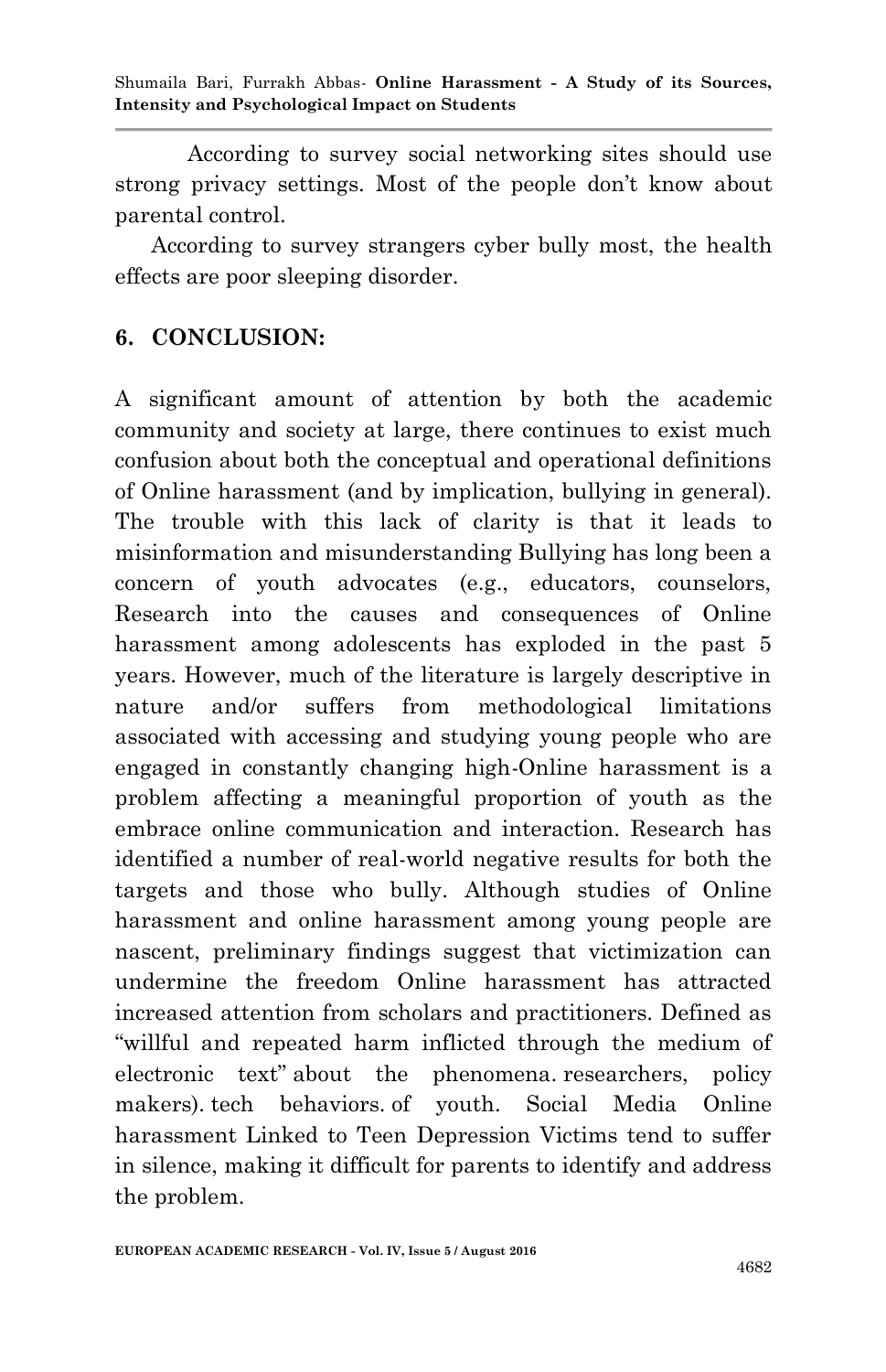According to survey social networking sites should use strong privacy settings. Most of the people don't know about parental control.

According to survey strangers cyber bully most, the health effects are poor sleeping disorder.

## 6. CONCLUSION:

A significant amount of attention by both the academic community and society at large, there continues to exist much confusion about both the conceptual and operational definitions of Online harassment (and by implication, bullying in general). The trouble with this lack of clarity is that it leads to misinformation and misunderstanding Bullying has long been a concern of youth advocates (e.g., educators, counselors, Research into the causes and consequences of Online harassment among adolescents has exploded in the past 5 years. However, much of the literature is largely descriptive in nature and/or suffers from methodological limitations associated with accessing and studying young people who are engaged in constantly changing high-Online harassment is a problem affecting a meaningful proportion of youth as the embrace online communication and interaction. Research has identified a number of real-world negative results for both the targets and those who bully. Although studies of Online harassment and online harassment among young people are nascent, preliminary findings suggest that victimization can undermine the freedom Online harassment has attracted increased attention from scholars and practitioners. Defined as "willful and repeated harm inflicted through the medium of electronic text" about the phenomena. researchers, policy makers). tech behaviors. of youth. Social Media Online harassment Linked to Teen Depression Victims tend to suffer in silence, making it difficult for parents to identify and address the problem.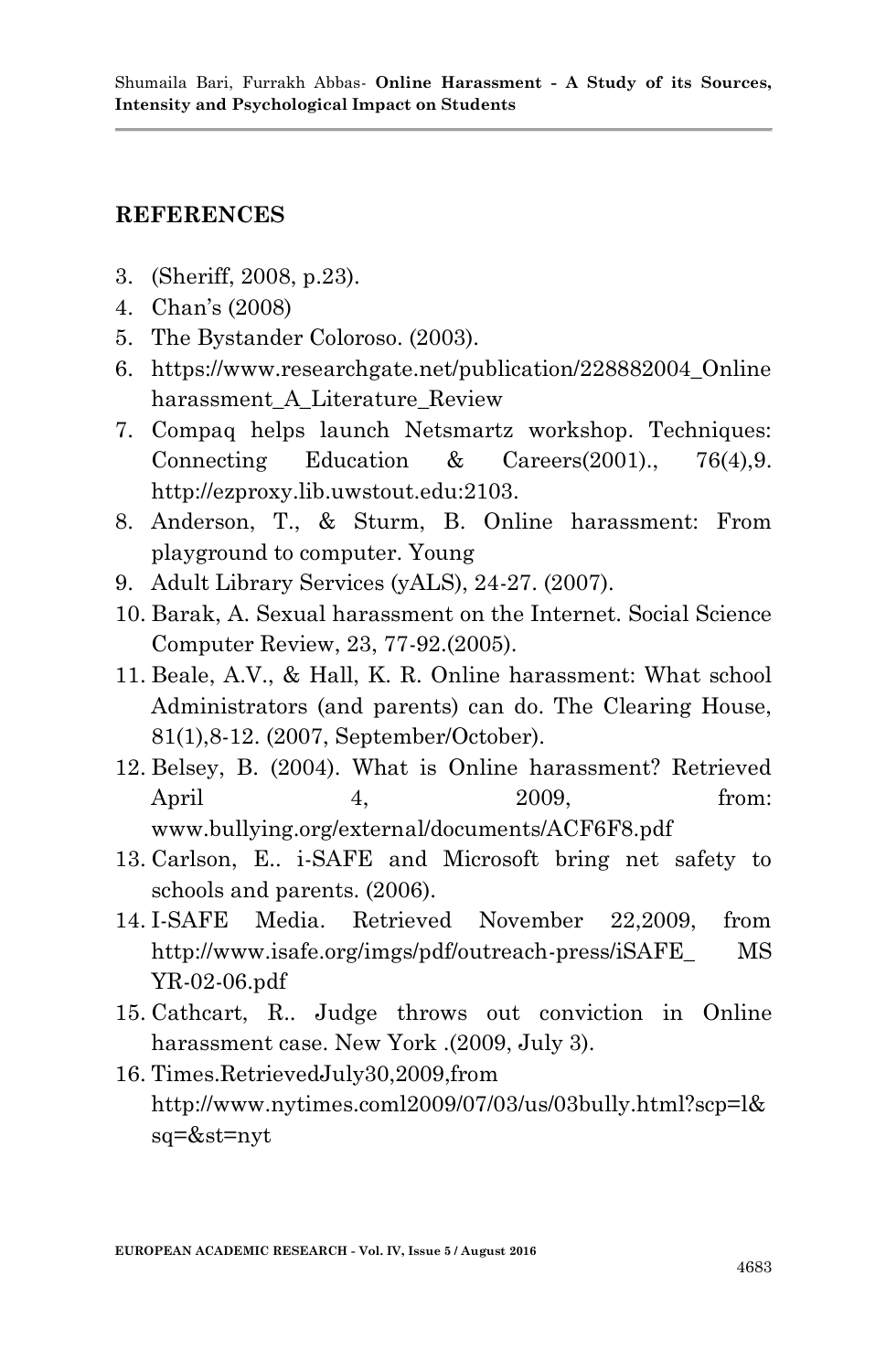## REFERENCES

3. (Sheriff, 2008, p.23).
4. Chan's (2008)
5. The Bystander Coloroso. (2003).
6. https://www.researchgate.net/publication/228882004_Online harassment_A_Literature_Review
7. Compaq helps launch Netsmartz workshop. Techniques: Connecting Education & Careers(2001)., 76(4),9. http://ezproxy.lib.uwstout.edu:2103.
8. Anderson, T., & Sturm, B. Online harassment: From playground to computer. Young
9. Adult Library Services (yALS), 24-27. (2007).
10. Barak, A. Sexual harassment on the Internet. Social Science Computer Review, 23, 77-92.(2005).
11. Beale, A.V., & Hall, K. R. Online harassment: What school Administrators (and parents) can do. The Clearing House, 81(1),8-12. (2007, September/October).
12. Belsey, B. (2004). What is Online harassment? Retrieved April 4, 2009, from: www.bullying.org/external/documents/ACF6F8.pdf
13. Carlson, E.. i-SAFE and Microsoft bring net safety to schools and parents. (2006).
14. I-SAFE Media. Retrieved November 22,2009, from http://www.isafe.org/imgs/pdf/outreach-press/iSAFE_ MS YR-02-06.pdf
15. Cathcart, R.. Judge throws out conviction in Online harassment case. New York .(2009, July 3).
16. Times.RetrievedJuly30,2009,from http://www.nytimes.coml2009/07/03/us/03bully.html?scp=l&sq=&st=nyt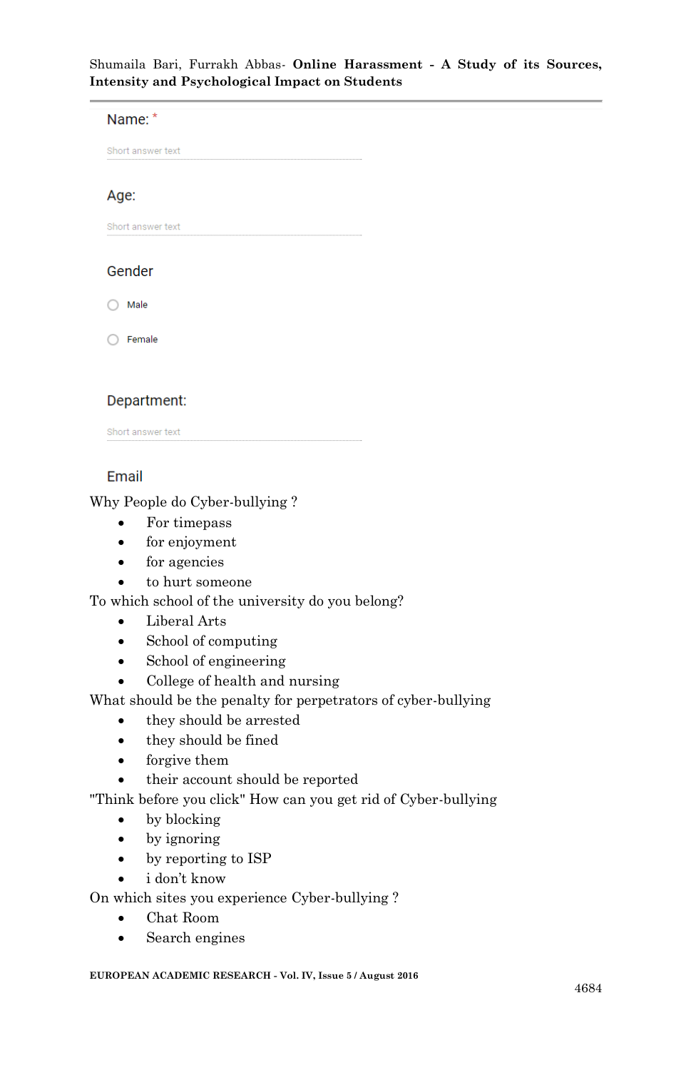Name: *

Short answer text

Age:

Short answer text

Gender

- Male
- Female

Department:

Short answer text

Email

Why People do Cyber-bullying ?

- For timepass
- for enjoyment
- for agencies
- to hurt someone

To which school of the university do you belong?

- Liberal Arts
- School of computing
- School of engineering
- College of health and nursing

What should be the penalty for perpetrators of cyber-bullying

- they should be arrested
- they should be fined
- forgive them
- their account should be reported

"Think before you click" How can you get rid of Cyber-bullying

- by blocking
- by ignoring
- by reporting to ISP
- i don't know

On which sites you experience Cyber-bullying ?

- Chat Room
- Search engines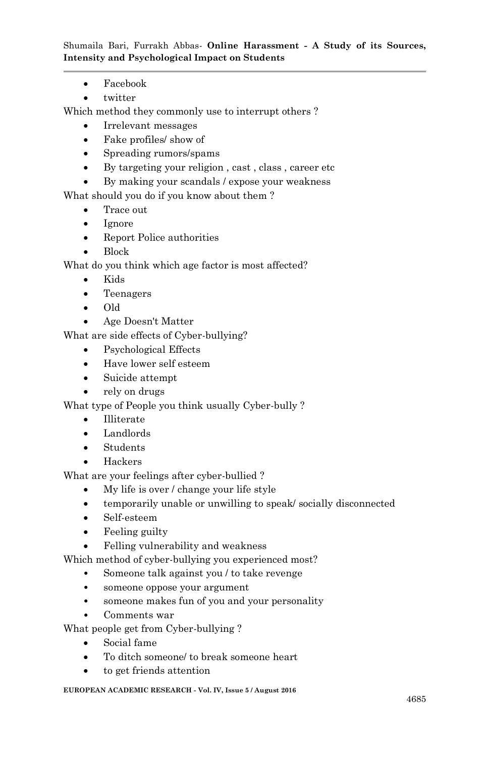- Facebook
- twitter

Which method they commonly use to interrupt others ?

- Irrelevant messages
- Fake profiles/ show of
- Spreading rumors/spams
- By targeting your religion , cast , class , career etc
- By making your scandals / expose your weakness

What should you do if you know about them ?

- Trace out
- Ignore
- Report Police authorities
- Block

What do you think which age factor is most affected?

- Kids
- Teenagers
- Old
- Age Doesn't Matter

What are side effects of Cyber-bullying?

- Psychological Effects
- Have lower self esteem
- Suicide attempt
- rely on drugs

What type of People you think usually Cyber-bully ?

- Illiterate
- Landlords
- Students
- Hackers

What are your feelings after cyber-bullied ?

- My life is over / change your life style
- temporarily unable or unwilling to speak/ socially disconnected
- Self-esteem
- Feeling guilty
- Felling vulnerability and weakness

Which method of cyber-bullying you experienced most?

- Someone talk against you / to take revenge
- someone oppose your argument
- someone makes fun of you and your personality
- Comments war

What people get from Cyber-bullying ?

- Social fame
- To ditch someone/ to break someone heart
- to get friends attention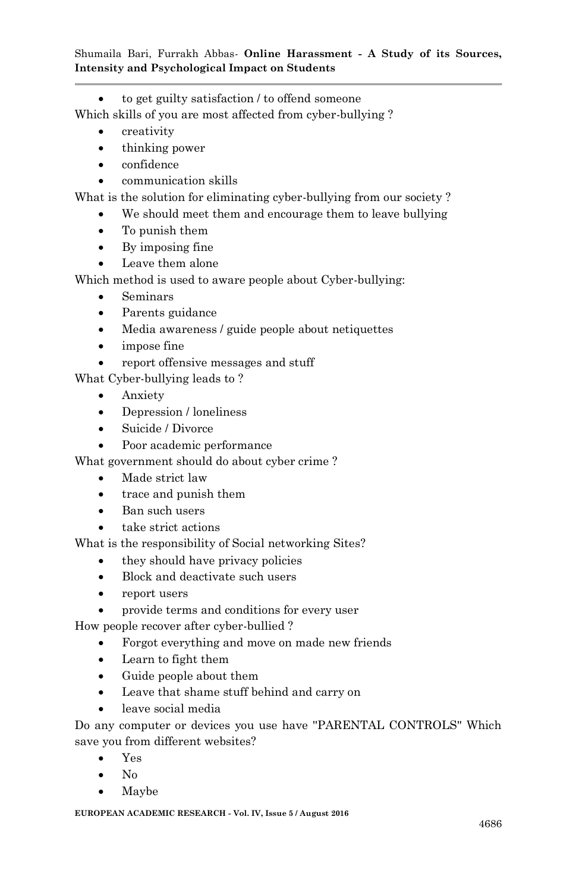- to get guilty satisfaction / to offend someone

Which skills of you are most affected from cyber-bullying ?

- creativity
- thinking power
- confidence
- communication skills

What is the solution for eliminating cyber-bullying from our society ?

- We should meet them and encourage them to leave bullying
- To punish them
- By imposing fine
- Leave them alone

Which method is used to aware people about Cyber-bullying:

- Seminars
- Parents guidance
- Media awareness / guide people about netiquettes
- impose fine
- report offensive messages and stuff

What Cyber-bullying leads to ?

- Anxiety
- Depression / loneliness
- Suicide / Divorce
- Poor academic performance

What government should do about cyber crime ?

- Made strict law
- trace and punish them
- Ban such users
- take strict actions

What is the responsibility of Social networking Sites?

- they should have privacy policies
- Block and deactivate such users
- report users
- provide terms and conditions for every user

How people recover after cyber-bullied ?

- Forgot everything and move on made new friends
- Learn to fight them
- Guide people about them
- Leave that shame stuff behind and carry on
- leave social media

Do any computer or devices you use have "PARENTAL CONTROLS" Which save you from different websites?

- Yes
- No
- Maybe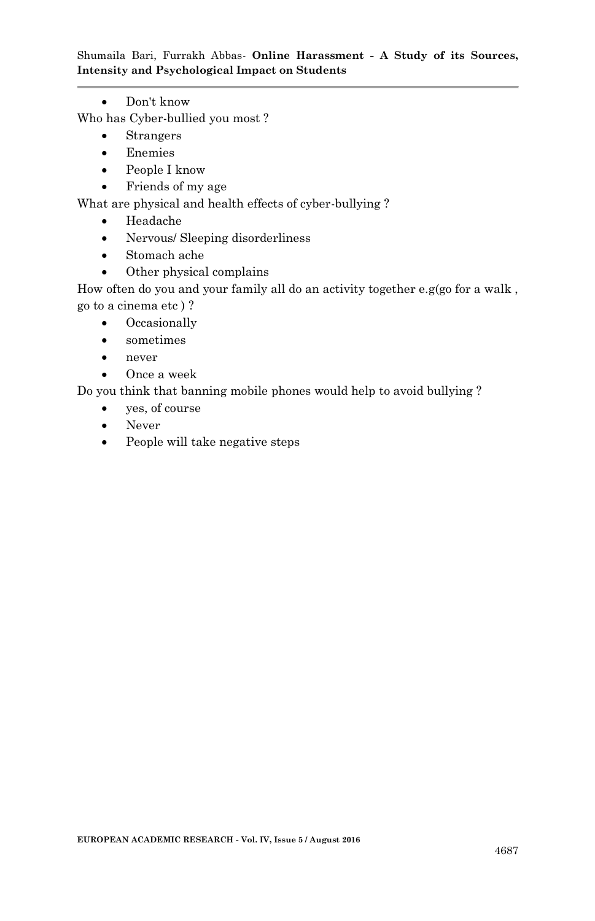- Don't know

Who has Cyber-bullied you most ?

- Strangers
- Enemies
- People I know
- Friends of my age

What are physical and health effects of cyber-bullying ?

- Headache
- Nervous/ Sleeping disorderliness
- Stomach ache
- Other physical complains

How often do you and your family all do an activity together e.g(go for a walk , go to a cinema etc ) ?

- Occasionally
- sometimes
- never
- Once a week

Do you think that banning mobile phones would help to avoid bullying ?

- yes, of course
- Never
- People will take negative steps